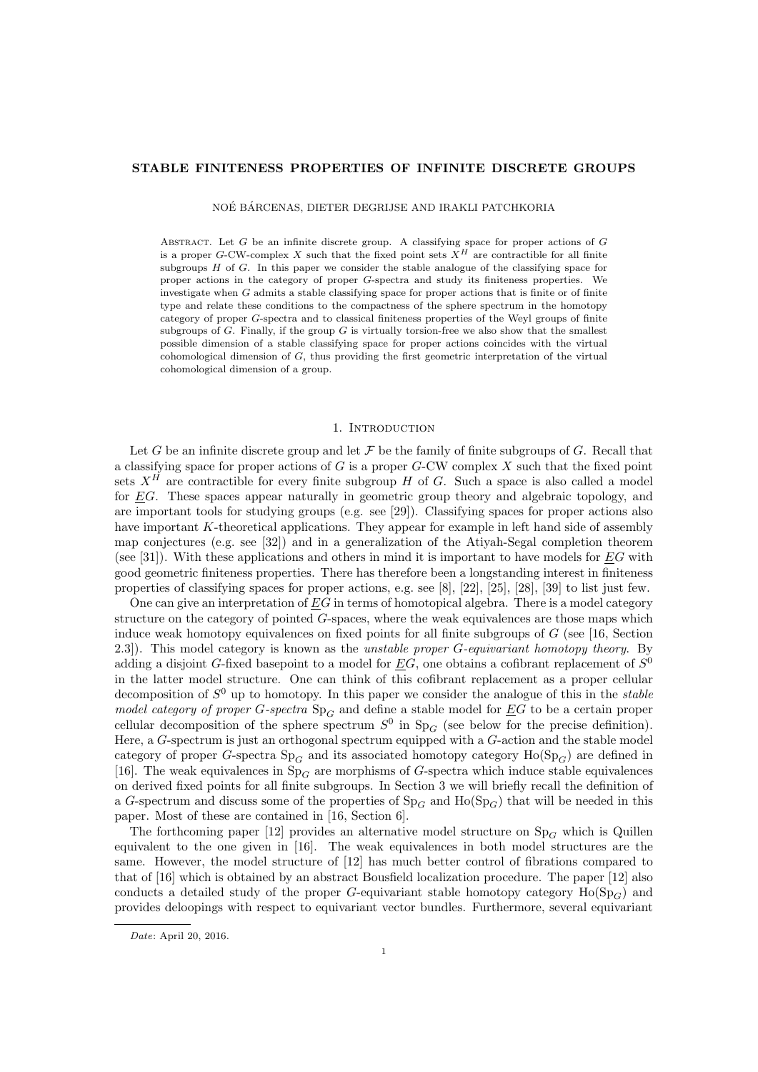# STABLE FINITENESS PROPERTIES OF INFINITE DISCRETE GROUPS

NOÉ BÁRCENAS, DIETER DEGRIJSE AND IRAKLI PATCHKORIA

Abstract. Let $G$ be an infinite discrete group. A classifying space for proper actions of $G$ is a proper $G$-CW-complex $X$ such that the fixed point sets $X^H$ are contractible for all finite subgroups $H$ of $G$. In this paper we consider the stable analogue of the classifying space for proper actions in the category of proper $G$-spectra and study its finiteness properties. We investigate when $G$ admits a stable classifying space for proper actions that is finite or of finite type and relate these conditions to the compactness of the sphere spectrum in the homotopy category of proper $G$-spectra and to classical finiteness properties of the Weyl groups of finite subgroups of $G$. Finally, if the group $G$ is virtually torsion-free we also show that the smallest possible dimension of a stable classifying space for proper actions coincides with the virtual cohomological dimension of $G$, thus providing the first geometric interpretation of the virtual cohomological dimension of a group.

## 1. Introduction

Let $G$ be an infinite discrete group and let $\mathcal{F}$ be the family of finite subgroups of $G$. Recall that a classifying space for proper actions of $G$ is a proper $G$-CW complex $X$ such that the fixed point sets $X^H$ are contractible for every finite subgroup $H$ of $G$. Such a space is also called a model for $\underline{E}G$. These spaces appear naturally in geometric group theory and algebraic topology, and are important tools for studying groups (e.g. see [29]). Classifying spaces for proper actions also have important $K$-theoretical applications. They appear for example in left hand side of assembly map conjectures (e.g. see [32]) and in a generalization of the Atiyah-Segal completion theorem (see [31]). With these applications and others in mind it is important to have models for $\underline{E}G$ with good geometric finiteness properties. There has therefore been a longstanding interest in finiteness properties of classifying spaces for proper actions, e.g. see [8], [22], [25], [28], [39] to list just few.

One can give an interpretation of $\underline{E}G$ in terms of homotopical algebra. There is a model category structure on the category of pointed $G$-spaces, where the weak equivalences are those maps which induce weak homotopy equivalences on fixed points for all finite subgroups of $G$ (see [16, Section 2.3]). This model category is known as the *unstable proper $G$-equivariant homotopy theory*. By adding a disjoint $G$-fixed basepoint to a model for $\underline{E}G$, one obtains a cofibrant replacement of $S^0$ in the latter model structure. One can think of this cofibrant replacement as a proper cellular decomposition of $S^0$ up to homotopy. In this paper we consider the analogue of this in the *stable model category of proper $G$-spectra* $\mathrm{Sp}_G$ and define a stable model for $\underline{E}G$ to be a certain proper cellular decomposition of the sphere spectrum $S^0$ in $\mathrm{Sp}_G$ (see below for the precise definition). Here, a $G$-spectrum is just an orthogonal spectrum equipped with a $G$-action and the stable model category of proper $G$-spectra $\mathrm{Sp}_G$ and its associated homotopy category $\mathrm{Ho}(\mathrm{Sp}_G)$ are defined in [16]. The weak equivalences in $\mathrm{Sp}_G$ are morphisms of $G$-spectra which induce stable equivalences on derived fixed points for all finite subgroups. In Section 3 we will briefly recall the definition of a $G$-spectrum and discuss some of the properties of $\mathrm{Sp}_G$ and $\mathrm{Ho}(\mathrm{Sp}_G)$ that will be needed in this paper. Most of these are contained in [16, Section 6].

The forthcoming paper [12] provides an alternative model structure on $\mathrm{Sp}_G$ which is Quillen equivalent to the one given in [16]. The weak equivalences in both model structures are the same. However, the model structure of [12] has much better control of fibrations compared to that of [16] which is obtained by an abstract Bousfield localization procedure. The paper [12] also conducts a detailed study of the proper $G$-equivariant stable homotopy category $\mathrm{Ho}(\mathrm{Sp}_G)$ and provides deloopings with respect to equivariant vector bundles. Furthermore, several equivariant

*Date*: April 20, 2016.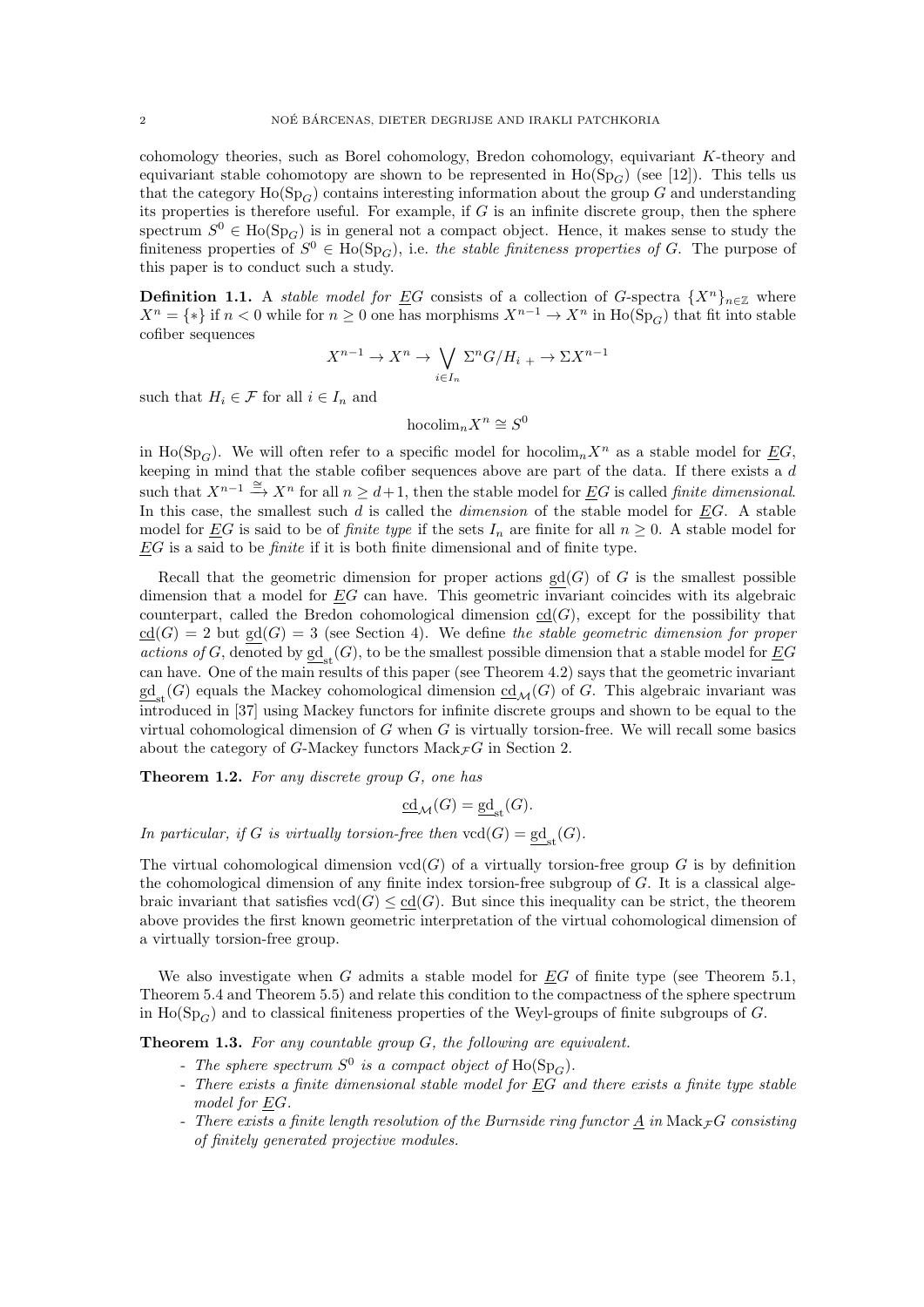cohomology theories, such as Borel cohomology, Bredon cohomology, equivariant $K$-theory and equivariant stable cohomotopy are shown to be represented in $\mathrm{Ho}(\mathrm{Sp}_G)$ (see [12]). This tells us that the category $\mathrm{Ho}(\mathrm{Sp}_G)$ contains interesting information about the group $G$ and understanding its properties is therefore useful. For example, if $G$ is an infinite discrete group, then the sphere spectrum $S^0 \in \mathrm{Ho}(\mathrm{Sp}_G)$ is in general not a compact object. Hence, it makes sense to study the finiteness properties of $S^0 \in \mathrm{Ho}(\mathrm{Sp}_G)$, i.e. *the stable finiteness properties of* $G$. The purpose of this paper is to conduct such a study.

**Definition 1.1.** A *stable model for* $\underline{E}G$ consists of a collection of $G$-spectra $\{X^n\}_{n\in\mathbb{Z}}$ where $X^n = \{*\}$ if $n < 0$ while for $n \geq 0$ one has morphisms $X^{n-1} \to X^n$ in $\mathrm{Ho}(\mathrm{Sp}_G)$ that fit into stable cofiber sequences

$$X^{n-1} \to X^n \to \bigvee_{i\in I_n} \Sigma^n G/H_{i\,+} \to \Sigma X^{n-1}$$

such that $H_i \in \mathcal{F}$ for all $i \in I_n$ and

$$\mathrm{hocolim}_n X^n \cong S^0$$

in $\mathrm{Ho}(\mathrm{Sp}_G)$. We will often refer to a specific model for $\mathrm{hocolim}_n X^n$ as a stable model for $\underline{E}G$, keeping in mind that the stable cofiber sequences above are part of the data. If there exists a $d$ such that $X^{n-1} \xrightarrow{\cong} X^n$ for all $n \geq d+1$, then the stable model for $\underline{E}G$ is called *finite dimensional*. In this case, the smallest such $d$ is called the *dimension* of the stable model for $\underline{E}G$. A stable model for $\underline{E}G$ is said to be of *finite type* if the sets $I_n$ are finite for all $n \geq 0$. A stable model for $\underline{E}G$ is a said to be *finite* if it is both finite dimensional and of finite type.

Recall that the geometric dimension for proper actions $\underline{\mathrm{gd}}(G)$ of $G$ is the smallest possible dimension that a model for $\underline{E}G$ can have. This geometric invariant coincides with its algebraic counterpart, called the Bredon cohomological dimension $\underline{\mathrm{cd}}(G)$, except for the possibility that $\underline{\mathrm{cd}}(G) = 2$ but $\underline{\mathrm{gd}}(G) = 3$ (see Section 4). We define *the stable geometric dimension for proper actions of* $G$, denoted by $\underline{\mathrm{gd}}_{\mathrm{st}}(G)$, to be the smallest possible dimension that a stable model for $\underline{E}G$ can have. One of the main results of this paper (see Theorem 4.2) says that the geometric invariant $\underline{\mathrm{gd}}_{\mathrm{st}}(G)$ equals the Mackey cohomological dimension $\underline{\mathrm{cd}}_{\mathcal{M}}(G)$ of $G$. This algebraic invariant was introduced in [37] using Mackey functors for infinite discrete groups and shown to be equal to the virtual cohomological dimension of $G$ when $G$ is virtually torsion-free. We will recall some basics about the category of $G$-Mackey functors $\mathrm{Mack}_{\mathcal{F}}G$ in Section 2.

**Theorem 1.2.** *For any discrete group $G$, one has*

$$\underline{\mathrm{cd}}_{\mathcal{M}}(G) = \underline{\mathrm{gd}}_{\mathrm{st}}(G).$$

*In particular, if $G$ is virtually torsion-free then* $\mathrm{vcd}(G) = \underline{\mathrm{gd}}_{\mathrm{st}}(G)$.

The virtual cohomological dimension $\mathrm{vcd}(G)$ of a virtually torsion-free group $G$ is by definition the cohomological dimension of any finite index torsion-free subgroup of $G$. It is a classical algebraic invariant that satisfies $\mathrm{vcd}(G) \leq \underline{\mathrm{cd}}(G)$. But since this inequality can be strict, the theorem above provides the first known geometric interpretation of the virtual cohomological dimension of a virtually torsion-free group.

We also investigate when $G$ admits a stable model for $\underline{E}G$ of finite type (see Theorem 5.1, Theorem 5.4 and Theorem 5.5) and relate this condition to the compactness of the sphere spectrum in $\mathrm{Ho}(\mathrm{Sp}_G)$ and to classical finiteness properties of the Weyl-groups of finite subgroups of $G$.

**Theorem 1.3.** *For any countable group $G$, the following are equivalent.*

- *The sphere spectrum $S^0$ is a compact object of $\mathrm{Ho}(\mathrm{Sp}_G)$.*
- *There exists a finite dimensional stable model for $\underline{E}G$ and there exists a finite type stable model for $\underline{E}G$.*
- *There exists a finite length resolution of the Burnside ring functor $\underline{A}$ in $\mathrm{Mack}_{\mathcal{F}}G$ consisting of finitely generated projective modules.*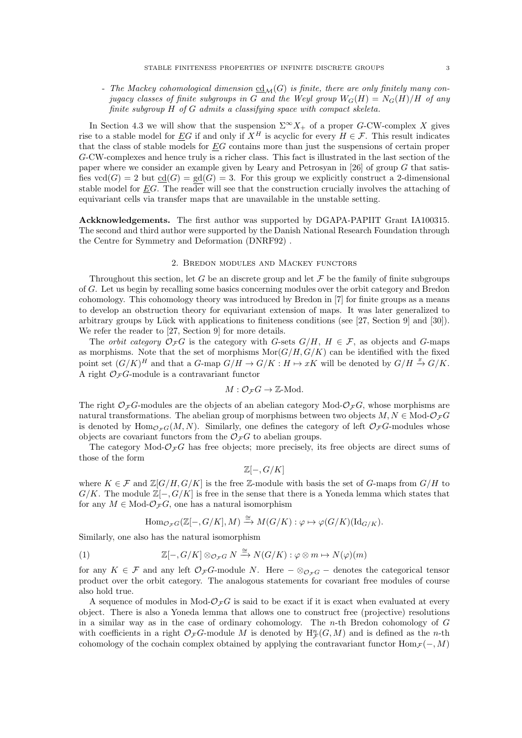- *The Mackey cohomological dimension* $\underline{\mathrm{cd}}_{\mathcal{M}}(G)$ *is finite, there are only finitely many conjugacy classes of finite subgroups in* $G$ *and the Weyl group* $W_G(H) = N_G(H)/H$ *of any finite subgroup* $H$ *of* $G$ *admits a classifying space with compact skeleta.*

In Section 4.3 we will show that the suspension $\Sigma^\infty X_+$ of a proper $G$-CW-complex $X$ gives rise to a stable model for $\underline{E}G$ if and only if $X^H$ is acyclic for every $H \in \mathcal{F}$. This result indicates that the class of stable models for $\underline{E}G$ contains more than just the suspensions of certain proper $G$-CW-complexes and hence truly is a richer class. This fact is illustrated in the last section of the paper where we consider an example given by Leary and Petrosyan in [26] of group $G$ that satisfies $\mathrm{vcd}(G) = 2$ but $\underline{\mathrm{cd}}(G) = \underline{\mathrm{gd}}(G) = 3$. For this group we explicitly construct a 2-dimensional stable model for $\underline{E}G$. The reader will see that the construction crucially involves the attaching of equivariant cells via transfer maps that are unavailable in the unstable setting.

**Ackknowledgements.** The first author was supported by DGAPA-PAPIIT Grant IA100315. The second and third author were supported by the Danish National Research Foundation through the Centre for Symmetry and Deformation (DNRF92) .

## 2. Bredon modules and Mackey functors

Throughout this section, let $G$ be an discrete group and let $\mathcal{F}$ be the family of finite subgroups of $G$. Let us begin by recalling some basics concerning modules over the orbit category and Bredon cohomology. This cohomology theory was introduced by Bredon in [7] for finite groups as a means to develop an obstruction theory for equivariant extension of maps. It was later generalized to arbitrary groups by Lück with applications to finiteness conditions (see [27, Section 9] and [30]). We refer the reader to [27, Section 9] for more details.

The *orbit category* $\mathcal{O}_{\mathcal{F}}G$ is the category with $G$-sets $G/H$, $H \in \mathcal{F}$, as objects and $G$-maps as morphisms. Note that the set of morphisms $\mathrm{Mor}(G/H, G/K)$ can be identified with the fixed point set $(G/K)^H$ and that a $G$-map $G/H \to G/K : H \mapsto xK$ will be denoted by $G/H \xrightarrow{x} G/K$. A right $\mathcal{O}_{\mathcal{F}}G$-module is a contravariant functor

$$M : \mathcal{O}_{\mathcal{F}}G \to \mathbb{Z}\text{-Mod}.$$

The right $\mathcal{O}_{\mathcal{F}}G$-modules are the objects of an abelian category Mod-$\mathcal{O}_{\mathcal{F}}G$, whose morphisms are natural transformations. The abelian group of morphisms between two objects $M, N \in$ Mod-$\mathcal{O}_{\mathcal{F}}G$ is denoted by $\mathrm{Hom}_{\mathcal{O}_{\mathcal{F}}G}(M, N)$. Similarly, one defines the category of left $\mathcal{O}_{\mathcal{F}}G$-modules whose objects are covariant functors from the $\mathcal{O}_{\mathcal{F}}G$ to abelian groups.

The category Mod-$\mathcal{O}_{\mathcal{F}}G$ has free objects; more precisely, its free objects are direct sums of those of the form

$$\mathbb{Z}[-, G/K]$$

where $K \in \mathcal{F}$ and $\mathbb{Z}[G/H, G/K]$ is the free $\mathbb{Z}$-module with basis the set of $G$-maps from $G/H$ to $G/K$. The module $\mathbb{Z}[-, G/K]$ is free in the sense that there is a Yoneda lemma which states that for any $M \in$ Mod-$\mathcal{O}_{\mathcal{F}}G$, one has a natural isomorphism

$$\mathrm{Hom}_{\mathcal{O}_{\mathcal{F}}G}(\mathbb{Z}[-, G/K], M) \xrightarrow{\cong} M(G/K) : \varphi \mapsto \varphi(G/K)(\mathrm{Id}_{G/K}).$$

Similarly, one also has the natural isomorphism

$$\mathbb{Z}[-, G/K] \otimes_{\mathcal{O}_{\mathcal{F}}G} N \xrightarrow{\cong} N(G/K) : \varphi \otimes m \mapsto N(\varphi)(m) \tag{1}$$

for any $K \in \mathcal{F}$ and any left $\mathcal{O}_{\mathcal{F}}G$-module $N$. Here $- \otimes_{\mathcal{O}_{\mathcal{F}}G} -$ denotes the categorical tensor product over the orbit category. The analogous statements for covariant free modules of course also hold true.

A sequence of modules in Mod-$\mathcal{O}_{\mathcal{F}}G$ is said to be exact if it is exact when evaluated at every object. There is also a Yoneda lemma that allows one to construct free (projective) resolutions in a similar way as in the case of ordinary cohomology. The $n$-th Bredon cohomology of $G$ with coefficients in a right $\mathcal{O}_{\mathcal{F}}G$-module $M$ is denoted by $\mathrm{H}^n_{\mathcal{F}}(G, M)$ and is defined as the $n$-th cohomology of the cochain complex obtained by applying the contravariant functor $\mathrm{Hom}_{\mathcal{F}}(-, M)$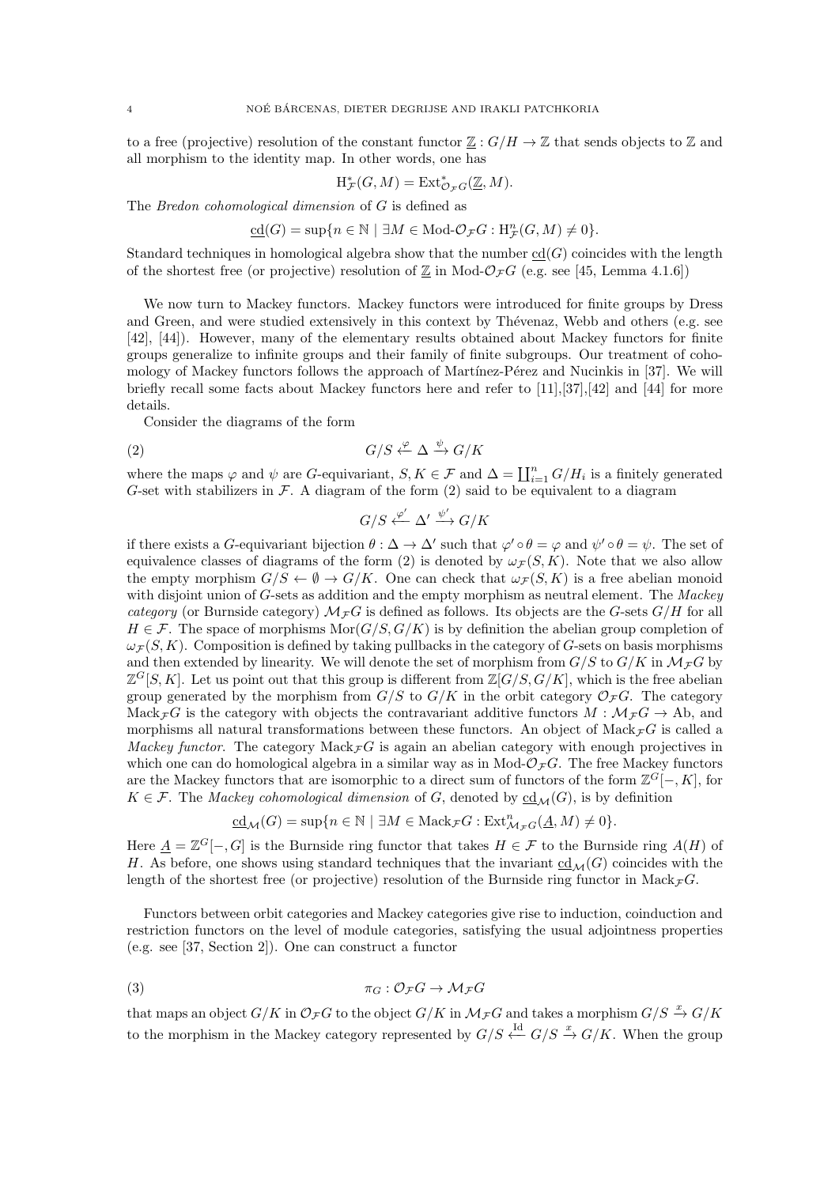to a free (projective) resolution of the constant functor $\underline{\mathbb{Z}} : G/H \to \mathbb{Z}$ that sends objects to $\mathbb{Z}$ and all morphism to the identity map. In other words, one has

$$\mathrm{H}^*_{\mathcal{F}}(G, M) = \mathrm{Ext}^*_{\mathcal{O}_{\mathcal{F}}G}(\underline{\mathbb{Z}}, M).$$

The *Bredon cohomological dimension* of $G$ is defined as

$$\underline{\mathrm{cd}}(G) = \sup\{n \in \mathbb{N} \mid \exists M \in \text{Mod-}\mathcal{O}_{\mathcal{F}}G : \mathrm{H}^n_{\mathcal{F}}(G, M) \neq 0\}.$$

Standard techniques in homological algebra show that the number $\underline{\mathrm{cd}}(G)$ coincides with the length of the shortest free (or projective) resolution of $\underline{\mathbb{Z}}$ in Mod-$\mathcal{O}_{\mathcal{F}}G$ (e.g. see [45, Lemma 4.1.6])

We now turn to Mackey functors. Mackey functors were introduced for finite groups by Dress and Green, and were studied extensively in this context by Thévenaz, Webb and others (e.g. see [42], [44]). However, many of the elementary results obtained about Mackey functors for finite groups generalize to infinite groups and their family of finite subgroups. Our treatment of cohomology of Mackey functors follows the approach of Martínez-Pérez and Nucinkis in [37]. We will briefly recall some facts about Mackey functors here and refer to [11],[37],[42] and [44] for more details.

Consider the diagrams of the form

$$G/S \xleftarrow{\varphi} \Delta \xrightarrow{\psi} G/K \tag{2}$$

where the maps $\varphi$ and $\psi$ are $G$-equivariant, $S, K \in \mathcal{F}$ and $\Delta = \coprod_{i=1}^n G/H_i$ is a finitely generated $G$-set with stabilizers in $\mathcal{F}$. A diagram of the form (2) said to be equivalent to a diagram

$$G/S \xleftarrow{\varphi'} \Delta' \xrightarrow{\psi'} G/K$$

if there exists a $G$-equivariant bijection $\theta : \Delta \to \Delta'$ such that $\varphi' \circ \theta = \varphi$ and $\psi' \circ \theta = \psi$. The set of equivalence classes of diagrams of the form (2) is denoted by $\omega_{\mathcal{F}}(S, K)$. Note that we also allow the empty morphism $G/S \leftarrow \emptyset \to G/K$. One can check that $\omega_{\mathcal{F}}(S, K)$ is a free abelian monoid with disjoint union of $G$-sets as addition and the empty morphism as neutral element. The *Mackey category* (or Burnside category) $\mathcal{M}_{\mathcal{F}}G$ is defined as follows. Its objects are the $G$-sets $G/H$ for all $H \in \mathcal{F}$. The space of morphisms $\mathrm{Mor}(G/S, G/K)$ is by definition the abelian group completion of $\omega_{\mathcal{F}}(S, K)$. Composition is defined by taking pullbacks in the category of $G$-sets on basis morphisms and then extended by linearity. We will denote the set of morphism from $G/S$ to $G/K$ in $\mathcal{M}_{\mathcal{F}}G$ by $\mathbb{Z}^G[S, K]$. Let us point out that this group is different from $\mathbb{Z}[G/S, G/K]$, which is the free abelian group generated by the morphism from $G/S$ to $G/K$ in the orbit category $\mathcal{O}_{\mathcal{F}}G$. The category $\mathrm{Mack}_{\mathcal{F}}G$ is the category with objects the contravariant additive functors $M : \mathcal{M}_{\mathcal{F}}G \to \mathrm{Ab}$, and morphisms all natural transformations between these functors. An object of $\mathrm{Mack}_{\mathcal{F}}G$ is called a *Mackey functor*. The category $\mathrm{Mack}_{\mathcal{F}}G$ is again an abelian category with enough projectives in which one can do homological algebra in a similar way as in Mod-$\mathcal{O}_{\mathcal{F}}G$. The free Mackey functors are the Mackey functors that are isomorphic to a direct sum of functors of the form $\mathbb{Z}^G[-, K]$, for $K \in \mathcal{F}$. The *Mackey cohomological dimension* of $G$, denoted by $\underline{\mathrm{cd}}_{\mathcal{M}}(G)$, is by definition

$$\underline{\mathrm{cd}}_{\mathcal{M}}(G) = \sup\{n \in \mathbb{N} \mid \exists M \in \mathrm{Mack}_{\mathcal{F}}G : \mathrm{Ext}^n_{\mathcal{M}_{\mathcal{F}}G}(\underline{A}, M) \neq 0\}.$$

Here $\underline{A} = \mathbb{Z}^G[-, G]$ is the Burnside ring functor that takes $H \in \mathcal{F}$ to the Burnside ring $A(H)$ of $H$. As before, one shows using standard techniques that the invariant $\underline{\mathrm{cd}}_{\mathcal{M}}(G)$ coincides with the length of the shortest free (or projective) resolution of the Burnside ring functor in $\mathrm{Mack}_{\mathcal{F}}G$.

Functors between orbit categories and Mackey categories give rise to induction, coinduction and restriction functors on the level of module categories, satisfying the usual adjointness properties (e.g. see [37, Section 2]). One can construct a functor

$$\pi_G : \mathcal{O}_{\mathcal{F}}G \to \mathcal{M}_{\mathcal{F}}G \tag{3}$$

that maps an object $G/K$ in $\mathcal{O}_{\mathcal{F}}G$ to the object $G/K$ in $\mathcal{M}_{\mathcal{F}}G$ and takes a morphism $G/S \xrightarrow{x} G/K$ to the morphism in the Mackey category represented by $G/S \xleftarrow{\mathrm{Id}} G/S \xrightarrow{x} G/K$. When the group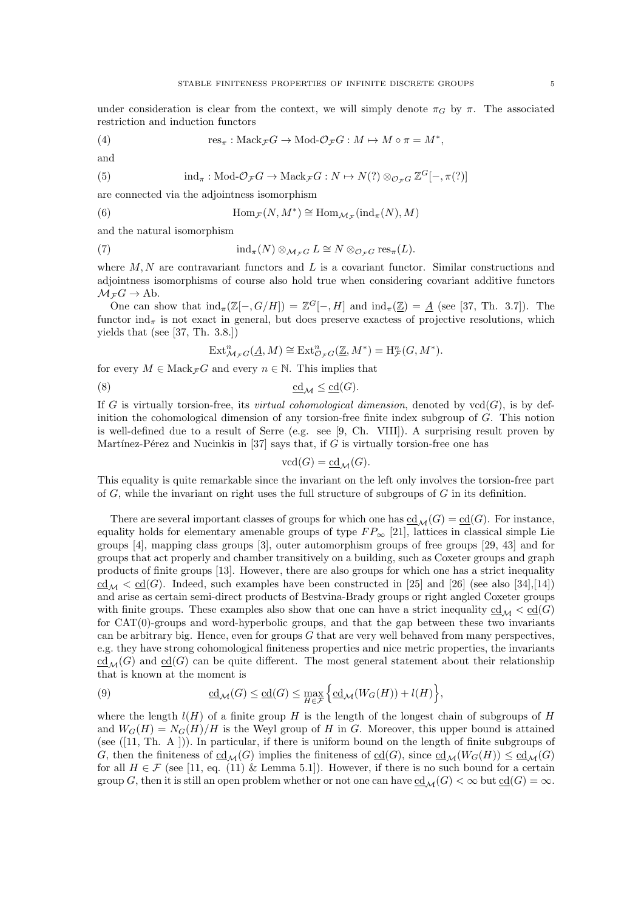under consideration is clear from the context, we will simply denote $\pi_G$ by $\pi$. The associated restriction and induction functors

$$\mathrm{res}_\pi : \mathrm{Mack}_{\mathcal{F}}G \to \mathrm{Mod}\text{-}\mathcal{O}_{\mathcal{F}}G : M \mapsto M \circ \pi = M^*, \tag{4}$$

and

$$\mathrm{ind}_\pi : \mathrm{Mod}\text{-}\mathcal{O}_{\mathcal{F}}G \to \mathrm{Mack}_{\mathcal{F}}G : N \mapsto N(?) \otimes_{\mathcal{O}_{\mathcal{F}}G} \mathbb{Z}^G[-, \pi(?)] \tag{5}$$

are connected via the adjointness isomorphism

$$\mathrm{Hom}_{\mathcal{F}}(N, M^*) \cong \mathrm{Hom}_{\mathcal{M}_{\mathcal{F}}}(\mathrm{ind}_\pi(N), M) \tag{6}$$

and the natural isomorphism

$$\mathrm{ind}_\pi(N) \otimes_{\mathcal{M}_{\mathcal{F}}G} L \cong N \otimes_{\mathcal{O}_{\mathcal{F}}G} \mathrm{res}_\pi(L). \tag{7}$$

where $M, N$ are contravariant functors and $L$ is a covariant functor. Similar constructions and adjointness isomorphisms of course also hold true when considering covariant additive functors $\mathcal{M}_{\mathcal{F}}G \to \mathrm{Ab}$.

One can show that $\mathrm{ind}_\pi(\mathbb{Z}[-, G/H]) = \mathbb{Z}^G[-, H]$ and $\mathrm{ind}_\pi(\underline{\mathbb{Z}}) = \underline{A}$ (see [37, Th. 3.7]). The functor $\mathrm{ind}_\pi$ is not exact in general, but does preserve exactess of projective resolutions, which yields that (see [37, Th. 3.8.])

$$\mathrm{Ext}^n_{\mathcal{M}_{\mathcal{F}}G}(\underline{A}, M) \cong \mathrm{Ext}^n_{\mathcal{O}_{\mathcal{F}}G}(\underline{\mathbb{Z}}, M^*) = \mathrm{H}^n_{\mathcal{F}}(G, M^*).$$

for every $M \in \mathrm{Mack}_{\mathcal{F}}G$ and every $n \in \mathbb{N}$. This implies that

$$\underline{\mathrm{cd}}_{\mathcal{M}} \leq \underline{\mathrm{cd}}(G). \tag{8}$$

If $G$ is virtually torsion-free, its *virtual cohomological dimension*, denoted by $\mathrm{vcd}(G)$, is by definition the cohomological dimension of any torsion-free finite index subgroup of $G$. This notion is well-defined due to a result of Serre (e.g. see [9, Ch. VIII]). A surprising result proven by Martínez-Pérez and Nucinkis in [37] says that, if $G$ is virtually torsion-free one has

$$\mathrm{vcd}(G) = \underline{\mathrm{cd}}_{\mathcal{M}}(G).$$

This equality is quite remarkable since the invariant on the left only involves the torsion-free part of $G$, while the invariant on right uses the full structure of subgroups of $G$ in its definition.

There are several important classes of groups for which one has $\underline{\mathrm{cd}}_{\mathcal{M}}(G) = \underline{\mathrm{cd}}(G)$. For instance, equality holds for elementary amenable groups of type $FP_\infty$ [21], lattices in classical simple Lie groups [4], mapping class groups [3], outer automorphism groups of free groups [29, 43] and for groups that act properly and chamber transitively on a building, such as Coxeter groups and graph products of finite groups [13]. However, there are also groups for which one has a strict inequality $\underline{\mathrm{cd}}_{\mathcal{M}} < \underline{\mathrm{cd}}(G)$. Indeed, such examples have been constructed in [25] and [26] (see also [34],[14]) and arise as certain semi-direct products of Bestvina-Brady groups or right angled Coxeter groups with finite groups. These examples also show that one can have a strict inequality $\underline{\mathrm{cd}}_{\mathcal{M}} < \underline{\mathrm{cd}}(G)$ for CAT(0)-groups and word-hyperbolic groups, and that the gap between these two invariants can be arbitrary big. Hence, even for groups $G$ that are very well behaved from many perspectives, e.g. they have strong cohomological finiteness properties and nice metric properties, the invariants $\underline{\mathrm{cd}}_{\mathcal{M}}(G)$ and $\underline{\mathrm{cd}}(G)$ can be quite different. The most general statement about their relationship that is known at the moment is

$$\underline{\mathrm{cd}}_{\mathcal{M}}(G) \leq \underline{\mathrm{cd}}(G) \leq \max_{H \in \mathcal{F}} \Big\{ \underline{\mathrm{cd}}_{\mathcal{M}}(W_G(H)) + l(H) \Big\}, \tag{9}$$

where the length $l(H)$ of a finite group $H$ is the length of the longest chain of subgroups of $H$ and $W_G(H) = N_G(H)/H$ is the Weyl group of $H$ in $G$. Moreover, this upper bound is attained (see ([11, Th. A ])). In particular, if there is uniform bound on the length of finite subgroups of $G$, then the finiteness of $\underline{\mathrm{cd}}_{\mathcal{M}}(G)$ implies the finiteness of $\underline{\mathrm{cd}}(G)$, since $\underline{\mathrm{cd}}_{\mathcal{M}}(W_G(H)) \leq \underline{\mathrm{cd}}_{\mathcal{M}}(G)$ for all $H \in \mathcal{F}$ (see [11, eq. (11) & Lemma 5.1]). However, if there is no such bound for a certain group $G$, then it is still an open problem whether or not one can have $\underline{\mathrm{cd}}_{\mathcal{M}}(G) < \infty$ but $\underline{\mathrm{cd}}(G) = \infty$.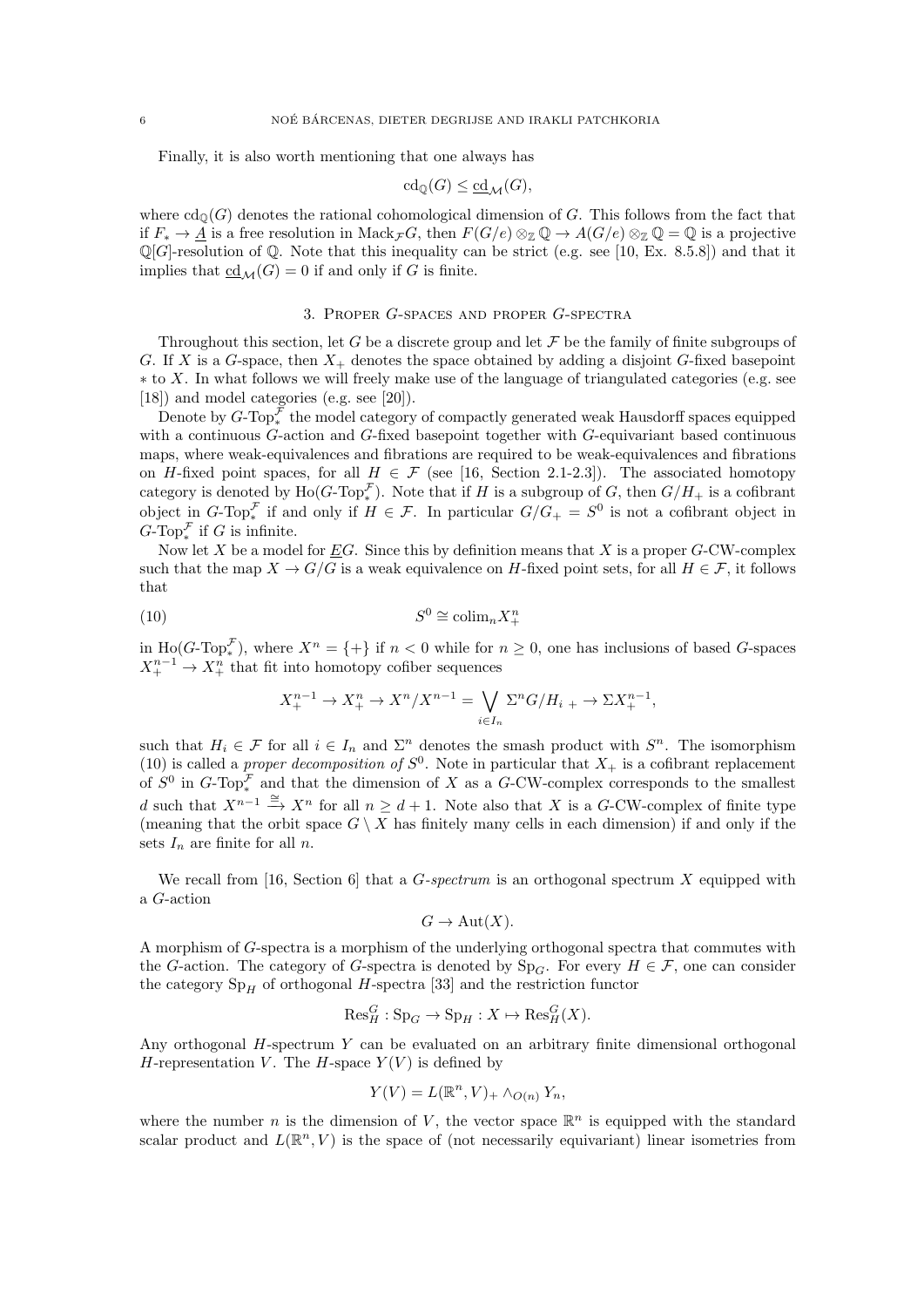Finally, it is also worth mentioning that one always has

$$\mathrm{cd}_{\mathbb{Q}}(G) \leq \underline{\mathrm{cd}}_{\mathcal{M}}(G),$$

where $\mathrm{cd}_{\mathbb{Q}}(G)$ denotes the rational cohomological dimension of $G$. This follows from the fact that if $F_* \to \underline{A}$ is a free resolution in $\mathrm{Mack}_{\mathcal{F}}G$, then $F(G/e) \otimes_{\mathbb{Z}} \mathbb{Q} \to A(G/e) \otimes_{\mathbb{Z}} \mathbb{Q} = \mathbb{Q}$ is a projective $\mathbb{Q}[G]$-resolution of $\mathbb{Q}$. Note that this inequality can be strict (e.g. see [10, Ex. 8.5.8]) and that it implies that $\underline{\mathrm{cd}}_{\mathcal{M}}(G) = 0$ if and only if $G$ is finite.

## 3. Proper $G$-spaces and proper $G$-spectra

Throughout this section, let $G$ be a discrete group and let $\mathcal{F}$ be the family of finite subgroups of $G$. If $X$ is a $G$-space, then $X_+$ denotes the space obtained by adding a disjoint $G$-fixed basepoint $*$ to $X$. In what follows we will freely make use of the language of triangulated categories (e.g. see [18]) and model categories (e.g. see [20]).

Denote by $G\text{-}\mathrm{Top}_*^{\mathcal{F}}$ the model category of compactly generated weak Hausdorff spaces equipped with a continuous $G$-action and $G$-fixed basepoint together with $G$-equivariant based continuous maps, where weak-equivalences and fibrations are required to be weak-equivalences and fibrations on $H$-fixed point spaces, for all $H \in \mathcal{F}$ (see [16, Section 2.1-2.3]). The associated homotopy category is denoted by $\mathrm{Ho}(G\text{-}\mathrm{Top}_*^{\mathcal{F}})$. Note that if $H$ is a subgroup of $G$, then $G/H_+$ is a cofibrant object in $G\text{-}\mathrm{Top}_*^{\mathcal{F}}$ if and only if $H \in \mathcal{F}$. In particular $G/G_+ = S^0$ is not a cofibrant object in $G\text{-}\mathrm{Top}_*^{\mathcal{F}}$ if $G$ is infinite.

Now let $X$ be a model for $\underline{E}G$. Since this by definition means that $X$ is a proper $G$-CW-complex such that the map $X \to G/G$ is a weak equivalence on $H$-fixed point sets, for all $H \in \mathcal{F}$, it follows that

$$S^0 \cong \mathrm{colim}_n X^n_+ \tag{10}$$

in $\mathrm{Ho}(G\text{-}\mathrm{Top}_*^{\mathcal{F}})$, where $X^n = \{+\}$ if $n < 0$ while for $n \geq 0$, one has inclusions of based $G$-spaces $X^{n-1}_+ \to X^n_+$ that fit into homotopy cofiber sequences

$$X^{n-1}_+ \to X^n_+ \to X^n/X^{n-1} = \bigvee_{i \in I_n} \Sigma^n G/H_{i\,+} \to \Sigma X^{n-1}_+,$$

such that $H_i \in \mathcal{F}$ for all $i \in I_n$ and $\Sigma^n$ denotes the smash product with $S^n$. The isomorphism (10) is called a *proper decomposition of* $S^0$. Note in particular that $X_+$ is a cofibrant replacement of $S^0$ in $G\text{-}\mathrm{Top}_*^{\mathcal{F}}$ and that the dimension of $X$ as a $G$-CW-complex corresponds to the smallest $d$ such that $X^{n-1} \xrightarrow{\cong} X^n$ for all $n \geq d+1$. Note also that $X$ is a $G$-CW-complex of finite type (meaning that the orbit space $G \setminus X$ has finitely many cells in each dimension) if and only if the sets $I_n$ are finite for all $n$.

We recall from [16, Section 6] that a *$G$-spectrum* is an orthogonal spectrum $X$ equipped with a $G$-action

$$G \to \mathrm{Aut}(X).$$

A morphism of $G$-spectra is a morphism of the underlying orthogonal spectra that commutes with the $G$-action. The category of $G$-spectra is denoted by $\mathrm{Sp}_G$. For every $H \in \mathcal{F}$, one can consider the category $\mathrm{Sp}_H$ of orthogonal $H$-spectra [33] and the restriction functor

$$\mathrm{Res}^G_H : \mathrm{Sp}_G \to \mathrm{Sp}_H : X \mapsto \mathrm{Res}^G_H(X).$$

Any orthogonal $H$-spectrum $Y$ can be evaluated on an arbitrary finite dimensional orthogonal $H$-representation $V$. The $H$-space $Y(V)$ is defined by

$$Y(V) = L(\mathbb{R}^n, V)_+ \wedge_{O(n)} Y_n,$$

where the number $n$ is the dimension of $V$, the vector space $\mathbb{R}^n$ is equipped with the standard scalar product and $L(\mathbb{R}^n, V)$ is the space of (not necessarily equivariant) linear isometries from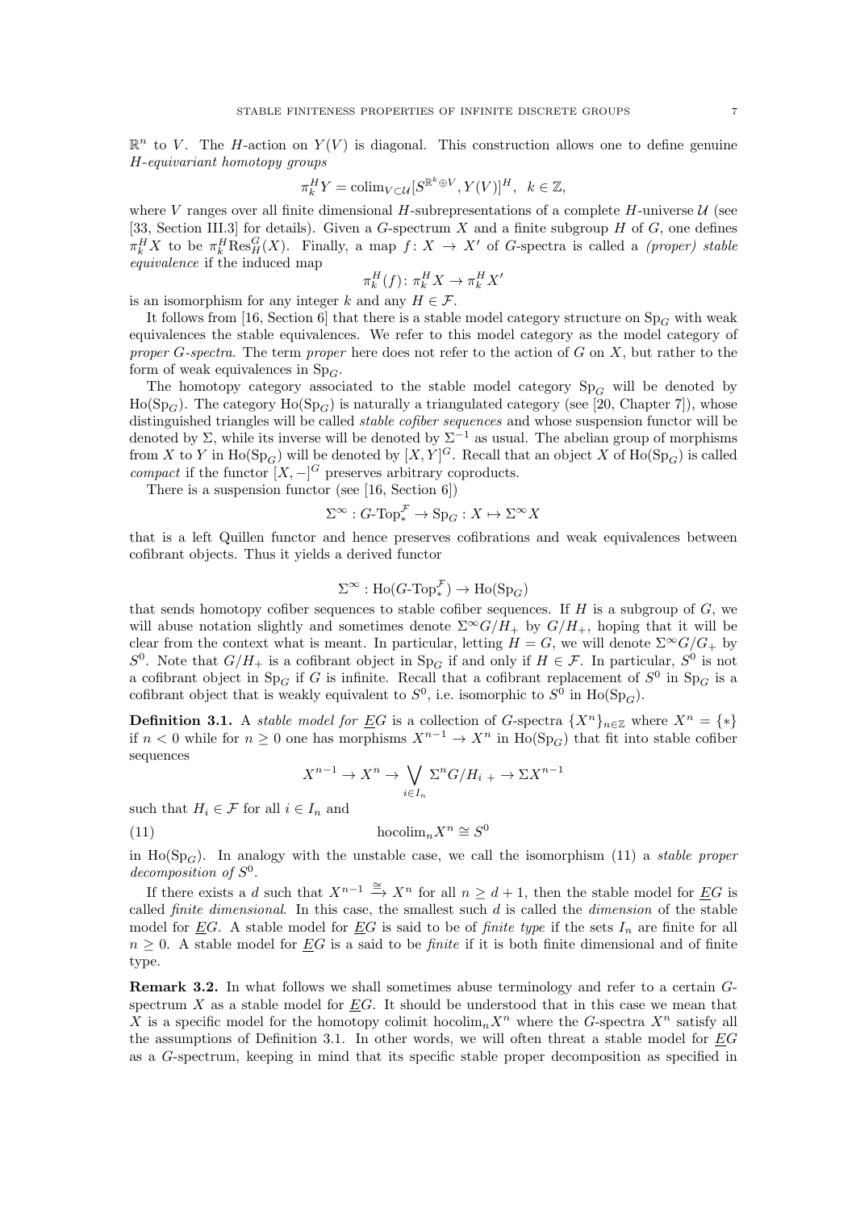$\mathbb{R}^n$ to $V$. The $H$-action on $Y(V)$ is diagonal. This construction allows one to define genuine *$H$-equivariant homotopy groups*

$$\pi_k^H Y = \mathrm{colim}_{V\subset \mathcal{U}}[S^{\mathbb{R}^k\oplus V}, Y(V)]^H, \ \ k\in\mathbb{Z},$$

where $V$ ranges over all finite dimensional $H$-subrepresentations of a complete $H$-universe $\mathcal{U}$ (see [33, Section III.3] for details). Given a $G$-spectrum $X$ and a finite subgroup $H$ of $G$, one defines $\pi_k^H X$ to be $\pi_k^H \mathrm{Res}_H^G(X)$. Finally, a map $f\colon X\to X'$ of $G$-spectra is called a *(proper) stable equivalence* if the induced map

$$\pi_k^H(f)\colon \pi_k^H X\to \pi_k^H X'$$

is an isomorphism for any integer $k$ and any $H\in\mathcal{F}$.

It follows from [16, Section 6] that there is a stable model category structure on $\mathrm{Sp}_G$ with weak equivalences the stable equivalences. We refer to this model category as the model category of *proper $G$-spectra*. The term *proper* here does not refer to the action of $G$ on $X$, but rather to the form of weak equivalences in $\mathrm{Sp}_G$.

The homotopy category associated to the stable model category $\mathrm{Sp}_G$ will be denoted by $\mathrm{Ho}(\mathrm{Sp}_G)$. The category $\mathrm{Ho}(\mathrm{Sp}_G)$ is naturally a triangulated category (see [20, Chapter 7]), whose distinguished triangles will be called *stable cofiber sequences* and whose suspension functor will be denoted by $\Sigma$, while its inverse will be denoted by $\Sigma^{-1}$ as usual. The abelian group of morphisms from $X$ to $Y$ in $\mathrm{Ho}(\mathrm{Sp}_G)$ will be denoted by $[X,Y]^G$. Recall that an object $X$ of $\mathrm{Ho}(\mathrm{Sp}_G)$ is called *compact* if the functor $[X,-]^G$ preserves arbitrary coproducts.

There is a suspension functor (see [16, Section 6])

$$\Sigma^\infty : G\text{-}\mathrm{Top}_*^{\mathcal{F}}\to \mathrm{Sp}_G : X\mapsto \Sigma^\infty X$$

that is a left Quillen functor and hence preserves cofibrations and weak equivalences between cofibrant objects. Thus it yields a derived functor

$$\Sigma^\infty : \mathrm{Ho}(G\text{-}\mathrm{Top}_*^{\mathcal{F}})\to \mathrm{Ho}(\mathrm{Sp}_G)$$

that sends homotopy cofiber sequences to stable cofiber sequences. If $H$ is a subgroup of $G$, we will abuse notation slightly and sometimes denote $\Sigma^\infty G/H_+$ by $G/H_+$, hoping that it will be clear from the context what is meant. In particular, letting $H=G$, we will denote $\Sigma^\infty G/G_+$ by $S^0$. Note that $G/H_+$ is a cofibrant object in $\mathrm{Sp}_G$ if and only if $H\in\mathcal{F}$. In particular, $S^0$ is not a cofibrant object in $\mathrm{Sp}_G$ if $G$ is infinite. Recall that a cofibrant replacement of $S^0$ in $\mathrm{Sp}_G$ is a cofibrant object that is weakly equivalent to $S^0$, i.e. isomorphic to $S^0$ in $\mathrm{Ho}(\mathrm{Sp}_G)$.

**Definition 3.1.** A *stable model for $\underline{E}G$* is a collection of $G$-spectra $\{X^n\}_{n\in\mathbb{Z}}$ where $X^n=\{*\}$ if $n<0$ while for $n\geq 0$ one has morphisms $X^{n-1}\to X^n$ in $\mathrm{Ho}(\mathrm{Sp}_G)$ that fit into stable cofiber sequences

$$X^{n-1}\to X^n\to \bigvee_{i\in I_n}\Sigma^n G/H_{i\,+}\to \Sigma X^{n-1}$$

such that $H_i\in\mathcal{F}$ for all $i\in I_n$ and

$$\mathrm{hocolim}_n X^n\cong S^0 \tag{11}$$

in $\mathrm{Ho}(\mathrm{Sp}_G)$. In analogy with the unstable case, we call the isomorphism (11) a *stable proper decomposition of $S^0$*.

If there exists a $d$ such that $X^{n-1}\xrightarrow{\cong} X^n$ for all $n\geq d+1$, then the stable model for $\underline{E}G$ is called *finite dimensional*. In this case, the smallest such $d$ is called the *dimension* of the stable model for $\underline{E}G$. A stable model for $\underline{E}G$ is said to be of *finite type* if the sets $I_n$ are finite for all $n\geq 0$. A stable model for $\underline{E}G$ is a said to be *finite* if it is both finite dimensional and of finite type.

**Remark 3.2.** In what follows we shall sometimes abuse terminology and refer to a certain $G$-spectrum $X$ as a stable model for $\underline{E}G$. It should be understood that in this case we mean that $X$ is a specific model for the homotopy colimit $\mathrm{hocolim}_n X^n$ where the $G$-spectra $X^n$ satisfy all the assumptions of Definition 3.1. In other words, we will often threat a stable model for $\underline{E}G$ as a $G$-spectrum, keeping in mind that its specific stable proper decomposition as specified in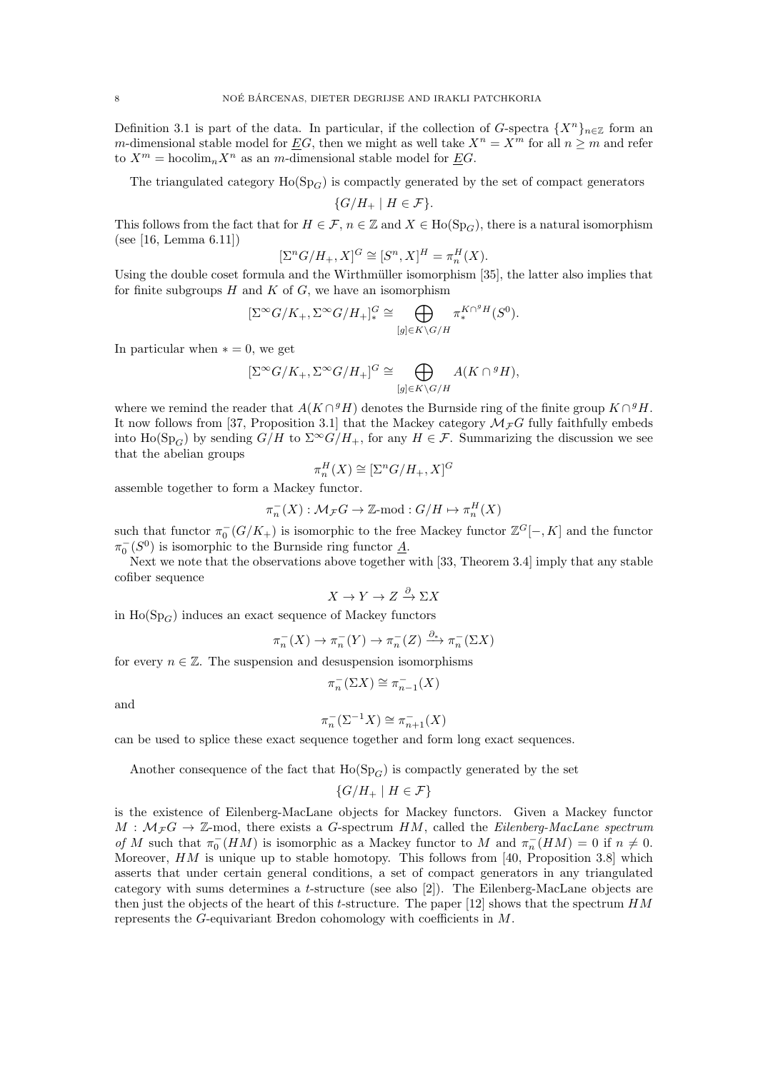Definition 3.1 is part of the data. In particular, if the collection of $G$-spectra $\{X^n\}_{n\in\mathbb{Z}}$ form an $m$-dimensional stable model for $\underline{E}G$, then we might as well take $X^n = X^m$ for all $n \geq m$ and refer to $X^m = \mathrm{hocolim}_n X^n$ as an $m$-dimensional stable model for $\underline{E}G$.

The triangulated category $\mathrm{Ho}(\mathrm{Sp}_G)$ is compactly generated by the set of compact generators

$$\{G/H_+ \mid H \in \mathcal{F}\}.$$

This follows from the fact that for $H \in \mathcal{F}$, $n \in \mathbb{Z}$ and $X \in \mathrm{Ho}(\mathrm{Sp}_G)$, there is a natural isomorphism (see [16, Lemma 6.11])

$$[\Sigma^n G/H_+, X]^G \cong [S^n, X]^H = \pi_n^H(X).$$

Using the double coset formula and the Wirthmüller isomorphism [35], the latter also implies that for finite subgroups $H$ and $K$ of $G$, we have an isomorphism

$$[\Sigma^\infty G/K_+, \Sigma^\infty G/H_+]^G_* \cong \bigoplus_{[g]\in K\backslash G/H} \pi_*^{K\cap {}^gH}(S^0).$$

In particular when $* = 0$, we get

$$[\Sigma^\infty G/K_+, \Sigma^\infty G/H_+]^G \cong \bigoplus_{[g]\in K\backslash G/H} A(K\cap {}^gH),$$

where we remind the reader that $A(K\cap {}^gH)$ denotes the Burnside ring of the finite group $K\cap {}^gH$. It now follows from [37, Proposition 3.1] that the Mackey category $\mathcal{M}_{\mathcal{F}}G$ fully faithfully embeds into $\mathrm{Ho}(\mathrm{Sp}_G)$ by sending $G/H$ to $\Sigma^\infty G/H_+$, for any $H \in \mathcal{F}$. Summarizing the discussion we see that the abelian groups

$$\pi_n^H(X) \cong [\Sigma^n G/H_+, X]^G$$

assemble together to form a Mackey functor.

$$\pi_n^-(X) : \mathcal{M}_{\mathcal{F}}G \to \mathbb{Z}\text{-mod} : G/H \mapsto \pi_n^H(X)$$

such that functor $\pi_0^-(G/K_+)$ is isomorphic to the free Mackey functor $\mathbb{Z}^G[-,K]$ and the functor $\pi_0^-(S^0)$ is isomorphic to the Burnside ring functor $\underline{A}$.

Next we note that the observations above together with [33, Theorem 3.4] imply that any stable cofiber sequence

$$X \to Y \to Z \xrightarrow{\partial} \Sigma X$$

in $\mathrm{Ho}(\mathrm{Sp}_G)$ induces an exact sequence of Mackey functors

$$\pi_n^-(X) \to \pi_n^-(Y) \to \pi_n^-(Z) \xrightarrow{\partial_*} \pi_n^-(\Sigma X)$$

for every $n \in \mathbb{Z}$. The suspension and desuspension isomorphisms

$$\pi_n^-(\Sigma X) \cong \pi_{n-1}^-(X)$$

and

$$\pi_n^-(\Sigma^{-1} X) \cong \pi_{n+1}^-(X)$$

can be used to splice these exact sequence together and form long exact sequences.

Another consequence of the fact that $\mathrm{Ho}(\mathrm{Sp}_G)$ is compactly generated by the set

$$\{G/H_+ \mid H \in \mathcal{F}\}$$

is the existence of Eilenberg-MacLane objects for Mackey functors. Given a Mackey functor $M : \mathcal{M}_{\mathcal{F}}G \to \mathbb{Z}\text{-mod}$, there exists a $G$-spectrum $HM$, called the *Eilenberg-MacLane spectrum of $M$* such that $\pi_0^-(HM)$ is isomorphic as a Mackey functor to $M$ and $\pi_n^-(HM) = 0$ if $n \neq 0$. Moreover, $HM$ is unique up to stable homotopy. This follows from [40, Proposition 3.8] which asserts that under certain general conditions, a set of compact generators in any triangulated category with sums determines a $t$-structure (see also [2]). The Eilenberg-MacLane objects are then just the objects of the heart of this $t$-structure. The paper [12] shows that the spectrum $HM$ represents the $G$-equivariant Bredon cohomology with coefficients in $M$.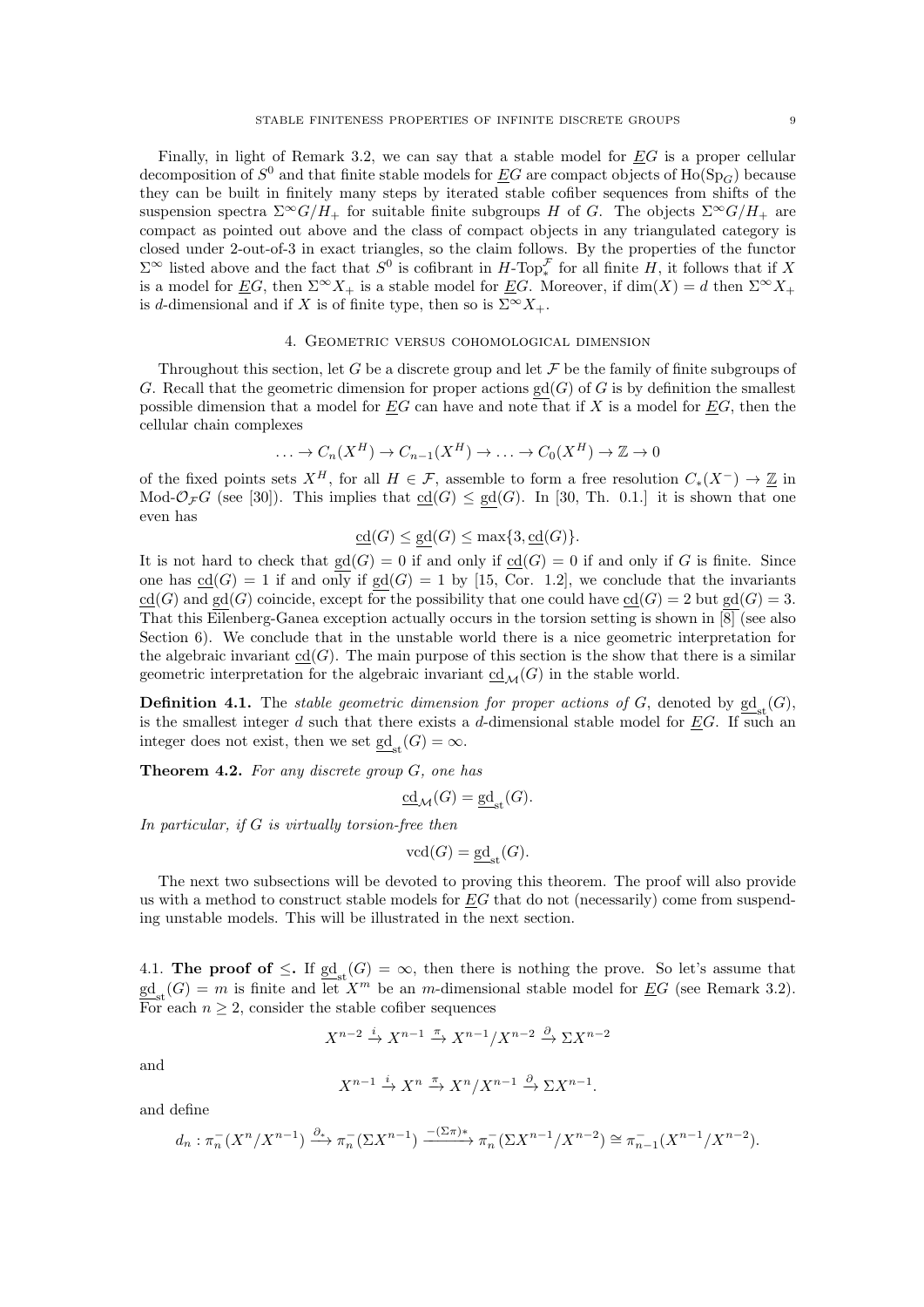Finally, in light of Remark 3.2, we can say that a stable model for $\underline{E}G$ is a proper cellular decomposition of $S^0$ and that finite stable models for $\underline{E}G$ are compact objects of $\mathrm{Ho}(\mathrm{Sp}_G)$ because they can be built in finitely many steps by iterated stable cofiber sequences from shifts of the suspension spectra $\Sigma^\infty G/H_+$ for suitable finite subgroups $H$ of $G$. The objects $\Sigma^\infty G/H_+$ are compact as pointed out above and the class of compact objects in any triangulated category is closed under 2-out-of-3 in exact triangles, so the claim follows. By the properties of the functor $\Sigma^\infty$ listed above and the fact that $S^0$ is cofibrant in $H\text{-}\mathrm{Top}_*^{\mathcal{F}}$ for all finite $H$, it follows that if $X$ is a model for $\underline{E}G$, then $\Sigma^\infty X_+$ is a stable model for $\underline{E}G$. Moreover, if $\dim(X) = d$ then $\Sigma^\infty X_+$ is $d$-dimensional and if $X$ is of finite type, then so is $\Sigma^\infty X_+$.

## 4. Geometric versus cohomological dimension

Throughout this section, let $G$ be a discrete group and let $\mathcal{F}$ be the family of finite subgroups of $G$. Recall that the geometric dimension for proper actions $\underline{\mathrm{gd}}(G)$ of $G$ is by definition the smallest possible dimension that a model for $\underline{E}G$ can have and note that if $X$ is a model for $\underline{E}G$, then the cellular chain complexes

$$\ldots \to C_n(X^H) \to C_{n-1}(X^H) \to \ldots \to C_0(X^H) \to \mathbb{Z} \to 0$$

of the fixed points sets $X^H$, for all $H \in \mathcal{F}$, assemble to form a free resolution $C_*(X^-) \to \underline{\mathbb{Z}}$ in Mod-$\mathcal{O}_{\mathcal{F}}G$ (see [30]). This implies that $\underline{\mathrm{cd}}(G) \leq \underline{\mathrm{gd}}(G)$. In [30, Th. 0.1.] it is shown that one even has

$$\underline{\mathrm{cd}}(G) \leq \underline{\mathrm{gd}}(G) \leq \max\{3, \underline{\mathrm{cd}}(G)\}.$$

It is not hard to check that $\underline{\mathrm{gd}}(G) = 0$ if and only if $\underline{\mathrm{cd}}(G) = 0$ if and only if $G$ is finite. Since one has $\underline{\mathrm{cd}}(G) = 1$ if and only if $\underline{\mathrm{gd}}(G) = 1$ by [15, Cor. 1.2], we conclude that the invariants $\underline{\mathrm{cd}}(G)$ and $\underline{\mathrm{gd}}(G)$ coincide, except for the possibility that one could have $\underline{\mathrm{cd}}(G) = 2$ but $\underline{\mathrm{gd}}(G) = 3$. That this Eilenberg-Ganea exception actually occurs in the torsion setting is shown in [8] (see also Section 6). We conclude that in the unstable world there is a nice geometric interpretation for the algebraic invariant $\underline{\mathrm{cd}}(G)$. The main purpose of this section is the show that there is a similar geometric interpretation for the algebraic invariant $\underline{\mathrm{cd}}_{\mathcal{M}}(G)$ in the stable world.

**Definition 4.1.** The *stable geometric dimension for proper actions of $G$*, denoted by $\underline{\mathrm{gd}}_{\mathrm{st}}(G)$, is the smallest integer $d$ such that there exists a $d$-dimensional stable model for $\underline{E}G$. If such an integer does not exist, then we set $\underline{\mathrm{gd}}_{\mathrm{st}}(G) = \infty$.

**Theorem 4.2.** *For any discrete group $G$, one has*

$$\underline{\mathrm{cd}}_{\mathcal{M}}(G) = \underline{\mathrm{gd}}_{\mathrm{st}}(G).$$

*In particular, if $G$ is virtually torsion-free then*

$$\mathrm{vcd}(G) = \underline{\mathrm{gd}}_{\mathrm{st}}(G).$$

The next two subsections will be devoted to proving this theorem. The proof will also provide us with a method to construct stable models for $\underline{E}G$ that do not (necessarily) come from suspending unstable models. This will be illustrated in the next section.

### 4.1. The proof of $\leq$.

If $\underline{\mathrm{gd}}_{\mathrm{st}}(G) = \infty$, then there is nothing the prove. So let's assume that $\underline{\mathrm{gd}}_{\mathrm{st}}(G) = m$ is finite and let $X^m$ be an $m$-dimensional stable model for $\underline{E}G$ (see Remark 3.2). For each $n \geq 2$, consider the stable cofiber sequences

$$X^{n-2} \xrightarrow{i} X^{n-1} \xrightarrow{\pi} X^{n-1}/X^{n-2} \xrightarrow{\partial} \Sigma X^{n-2}$$

and

$$X^{n-1} \xrightarrow{i} X^{n} \xrightarrow{\pi} X^{n}/X^{n-1} \xrightarrow{\partial} \Sigma X^{n-1}.$$

and define

$$d_n : \pi_n^-(X^n/X^{n-1}) \xrightarrow{\partial_*} \pi_n^-(\Sigma X^{n-1}) \xrightarrow{-(\Sigma\pi)_*} \pi_n^-(\Sigma X^{n-1}/X^{n-2}) \cong \pi_{n-1}^-(X^{n-1}/X^{n-2}).$$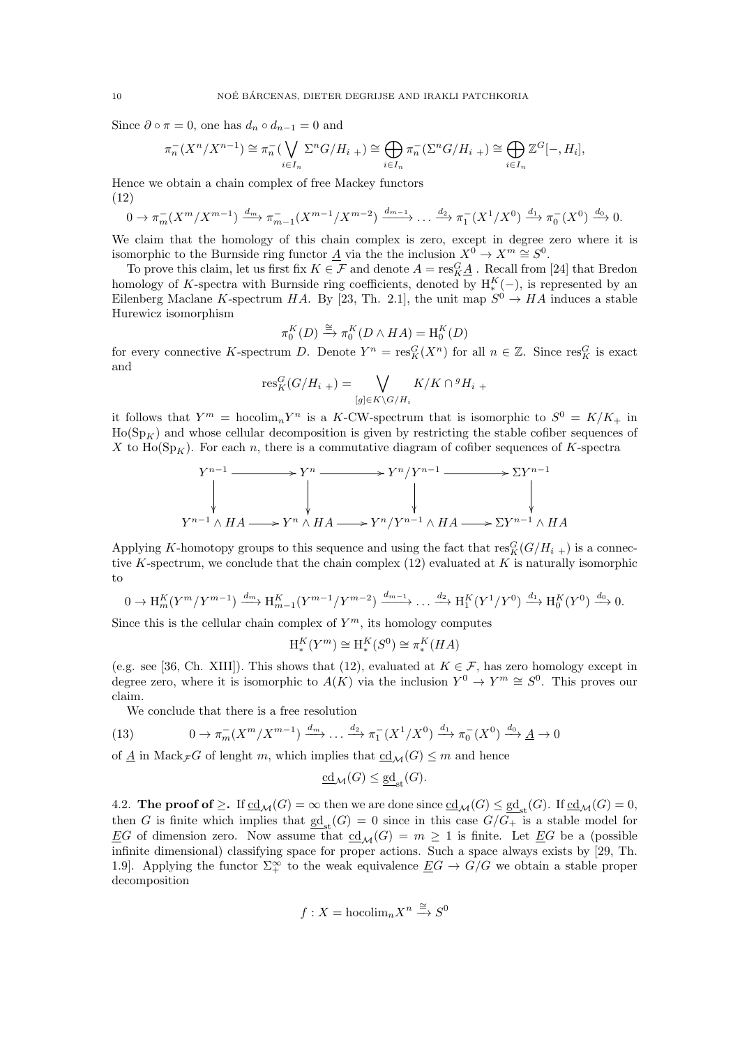Since $\partial \circ \pi = 0$, one has $d_n \circ d_{n-1} = 0$ and

$$\pi_n^-(X^n/X^{n-1}) \cong \pi_n^-(\bigvee_{i \in I_n} \Sigma^n G/H_{i\ +}) \cong \bigoplus_{i \in I_n} \pi_n^-(\Sigma^n G/H_{i\ +}) \cong \bigoplus_{i \in I_n} \mathbb{Z}^G[-, H_i],$$

Hence we obtain a chain complex of free Mackey functors

(12)

$$0 \to \pi_m^-(X^m/X^{m-1}) \xrightarrow{d_m} \pi_{m-1}^-(X^{m-1}/X^{m-2}) \xrightarrow{d_{m-1}} \dots \xrightarrow{d_2} \pi_1^-(X^1/X^0) \xrightarrow{d_1} \pi_0^-(X^0) \xrightarrow{d_0} 0.$$

We claim that the homology of this chain complex is zero, except in degree zero where it is isomorphic to the Burnside ring functor $\underline{A}$ via the the inclusion $X^0 \to X^m \cong S^0$.

To prove this claim, let us first fix $K \in \mathcal{F}$ and denote $A = \mathrm{res}_K^G \underline{A}$ . Recall from [24] that Bredon homology of $K$-spectra with Burnside ring coefficients, denoted by $\mathrm{H}_*^K(-)$, is represented by an Eilenberg Maclane $K$-spectrum $HA$. By [23, Th. 2.1], the unit map $S^0 \to HA$ induces a stable Hurewicz isomorphism

$$\pi_0^K(D) \xrightarrow{\cong} \pi_0^K(D \wedge HA) = \mathrm{H}_0^K(D)$$

for every connective $K$-spectrum $D$. Denote $Y^n = \mathrm{res}_K^G(X^n)$ for all $n \in \mathbb{Z}$. Since $\mathrm{res}_K^G$ is exact and

$$\mathrm{res}_K^G(G/H_{i\ +}) = \bigvee_{[g] \in K \backslash G/H_i} K/K \cap {}^g H_{i\ +}$$

it follows that $Y^m = \mathrm{hocolim}_n Y^n$ is a $K$-CW-spectrum that is isomorphic to $S^0 = K/K_+$ in $\mathrm{Ho}(\mathrm{Sp}_K)$ and whose cellular decomposition is given by restricting the stable cofiber sequences of $X$ to $\mathrm{Ho}(\mathrm{Sp}_K)$. For each $n$, there is a commutative diagram of cofiber sequences of $K$-spectra

$$\begin{array}{ccccccc}
Y^{n-1} & \longrightarrow & Y^n & \longrightarrow & Y^n/Y^{n-1} & \longrightarrow & \Sigma Y^{n-1} \\
\downarrow & & \downarrow & & \downarrow & & \downarrow \\
Y^{n-1} \wedge HA & \longrightarrow & Y^n \wedge HA & \longrightarrow & Y^n/Y^{n-1} \wedge HA & \longrightarrow & \Sigma Y^{n-1} \wedge HA
\end{array}$$

Applying $K$-homotopy groups to this sequence and using the fact that $\mathrm{res}_K^G(G/H_{i\ +})$ is a connective $K$-spectrum, we conclude that the chain complex (12) evaluated at $K$ is naturally isomorphic to

$$0 \to \mathrm{H}_m^K(Y^m/Y^{m-1}) \xrightarrow{d_m} \mathrm{H}_{m-1}^K(Y^{m-1}/Y^{m-2}) \xrightarrow{d_{m-1}} \dots \xrightarrow{d_2} \mathrm{H}_1^K(Y^1/Y^0) \xrightarrow{d_1} \mathrm{H}_0^K(Y^0) \xrightarrow{d_0} 0.$$

Since this is the cellular chain complex of $Y^m$, its homology computes

$$\mathrm{H}_*^K(Y^m) \cong \mathrm{H}_*^K(S^0) \cong \pi_*^K(HA)$$

(e.g. see [36, Ch. XIII]). This shows that (12), evaluated at $K \in \mathcal{F}$, has zero homology except in degree zero, where it is isomorphic to $A(K)$ via the inclusion $Y^0 \to Y^m \cong S^0$. This proves our claim.

We conclude that there is a free resolution

$$(13) \qquad 0 \to \pi_m^-(X^m/X^{m-1}) \xrightarrow{d_m} \dots \xrightarrow{d_2} \pi_1^-(X^1/X^0) \xrightarrow{d_1} \pi_0^-(X^0) \xrightarrow{d_0} \underline{A} \to 0$$

of $\underline{A}$ in $\mathrm{Mack}_{\mathcal{F}}G$ of lenght $m$, which implies that $\underline{\mathrm{cd}}_{\mathcal{M}}(G) \leq m$ and hence

$$\underline{\mathrm{cd}}_{\mathcal{M}}(G) \leq \underline{\mathrm{gd}}_{\mathrm{st}}(G).$$

4.2. **The proof of $\geq$.** If $\underline{\mathrm{cd}}_{\mathcal{M}}(G) = \infty$ then we are done since $\underline{\mathrm{cd}}_{\mathcal{M}}(G) \leq \underline{\mathrm{gd}}_{\mathrm{st}}(G)$. If $\underline{\mathrm{cd}}_{\mathcal{M}}(G) = 0$, then $G$ is finite which implies that $\underline{\mathrm{gd}}_{\mathrm{st}}(G) = 0$ since in this case $G/G_+$ is a stable model for $\underline{E}G$ of dimension zero. Now assume that $\underline{\mathrm{cd}}_{\mathcal{M}}(G) = m \geq 1$ is finite. Let $\underline{E}G$ be a (possible infinite dimensional) classifying space for proper actions. Such a space always exists by [29, Th. 1.9]. Applying the functor $\Sigma_+^\infty$ to the weak equivalence $\underline{E}G \to G/G$ we obtain a stable proper decomposition

$$f : X = \mathrm{hocolim}_n X^n \xrightarrow{\cong} S^0$$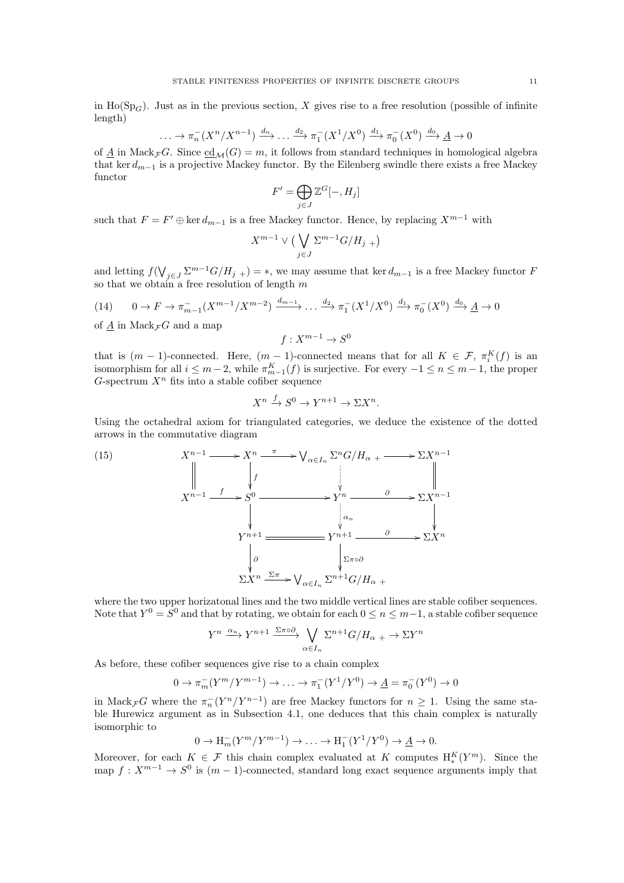in $\mathrm{Ho}(\mathrm{Sp}_G)$. Just as in the previous section, $X$ gives rise to a free resolution (possible of infinite length)

$$\ldots \to \pi_n^-(X^n/X^{n-1}) \xrightarrow{d_n} \ldots \xrightarrow{d_2} \pi_1^-(X^1/X^0) \xrightarrow{d_1} \pi_0^-(X^0) \xrightarrow{d_0} \underline{A} \to 0$$

of $\underline{A}$ in $\mathrm{Mack}_{\mathcal{F}}G$. Since $\underline{\mathrm{cd}}_{\mathcal{M}}(G) = m$, it follows from standard techniques in homological algebra that $\ker d_{m-1}$ is a projective Mackey functor. By the Eilenberg swindle there exists a free Mackey functor

$$F' = \bigoplus_{j\in J} \mathbb{Z}^G[-, H_j]$$

such that $F = F' \oplus \ker d_{m-1}$ is a free Mackey functor. Hence, by replacing $X^{m-1}$ with

$$X^{m-1} \vee \big( \bigvee_{j\in J} \Sigma^{m-1} G/H_{j\ +} \big)$$

and letting $f(\bigvee_{j\in J} \Sigma^{m-1} G/H_{j\ +}) = *$, we may assume that $\ker d_{m-1}$ is a free Mackey functor $F$ so that we obtain a free resolution of length $m$

$$(14) \qquad 0 \to F \to \pi_{m-1}^-(X^{m-1}/X^{m-2}) \xrightarrow{d_{m-1}} \ldots \xrightarrow{d_2} \pi_1^-(X^1/X^0) \xrightarrow{d_1} \pi_0^-(X^0) \xrightarrow{d_0} \underline{A} \to 0$$

of $\underline{A}$ in $\mathrm{Mack}_{\mathcal{F}}G$ and a map

$$f : X^{m-1} \to S^0$$

that is $(m-1)$-connected. Here, $(m-1)$-connected means that for all $K \in \mathcal{F}$, $\pi_i^K(f)$ is an isomorphism for all $i \leq m-2$, while $\pi_{m-1}^K(f)$ is surjective. For every $-1 \leq n \leq m-1$, the proper $G$-spectrum $X^n$ fits into a stable cofiber sequence

$$X^n \xrightarrow{f} S^0 \to Y^{n+1} \to \Sigma X^n.$$

Using the octahedral axiom for triangulated categories, we deduce the existence of the dotted arrows in the commutative diagram

$$(15) \qquad \begin{array}{ccccccc}
X^{n-1} & \longrightarrow & X^n & \xrightarrow{\pi} & \bigvee_{\alpha\in I_n} \Sigma^n G/H_{\alpha\ +} & \longrightarrow & \Sigma X^{n-1} \\
\| & & \downarrow f & & \vdots & & \| \\
X^{n-1} & \xrightarrow{f} & S^0 & \longrightarrow & Y^n & \xrightarrow{\partial} & \Sigma X^{n-1} \\
 & & \downarrow & & \vdots\ \alpha_n & & \downarrow \\
 & & Y^{n+1} & = & Y^{n+1} & \xrightarrow{\partial} & \Sigma X^n \\
 & & \downarrow \partial & & \downarrow \Sigma\pi\circ\partial & & \\
 & & \Sigma X^n & \xrightarrow{\Sigma\pi} & \bigvee_{\alpha\in I_n} \Sigma^{n+1} G/H_{\alpha\ +} & &
\end{array}$$

where the two upper horizatonal lines and the two middle vertical lines are stable cofiber sequences. Note that $Y^0 = S^0$ and that by rotating, we obtain for each $0 \leq n \leq m-1$, a stable cofiber sequence

$$Y^n \xrightarrow{\alpha_n} Y^{n+1} \xrightarrow{\Sigma\pi\circ\partial} \bigvee_{\alpha\in I_n} \Sigma^{n+1} G/H_{\alpha\ +} \to \Sigma Y^n$$

As before, these cofiber sequences give rise to a chain complex

$$0 \to \pi_m^-(Y^m/Y^{m-1}) \to \ldots \to \pi_1^-(Y^1/Y^0) \to \underline{A} = \pi_0^-(Y^0) \to 0$$

in $\mathrm{Mack}_{\mathcal{F}}G$ where the $\pi_n^-(Y^n/Y^{n-1})$ are free Mackey functors for $n \geq 1$. Using the same stable Hurewicz argument as in Subsection 4.1, one deduces that this chain complex is naturally isomorphic to

$$0 \to \mathrm{H}_m^-(Y^m/Y^{m-1}) \to \ldots \to \mathrm{H}_1^-(Y^1/Y^0) \to \underline{A} \to 0.$$

Moreover, for each $K \in \mathcal{F}$ this chain complex evaluated at $K$ computes $\mathrm{H}_*^K(Y^m)$. Since the map $f : X^{m-1} \to S^0$ is $(m-1)$-connected, standard long exact sequence arguments imply that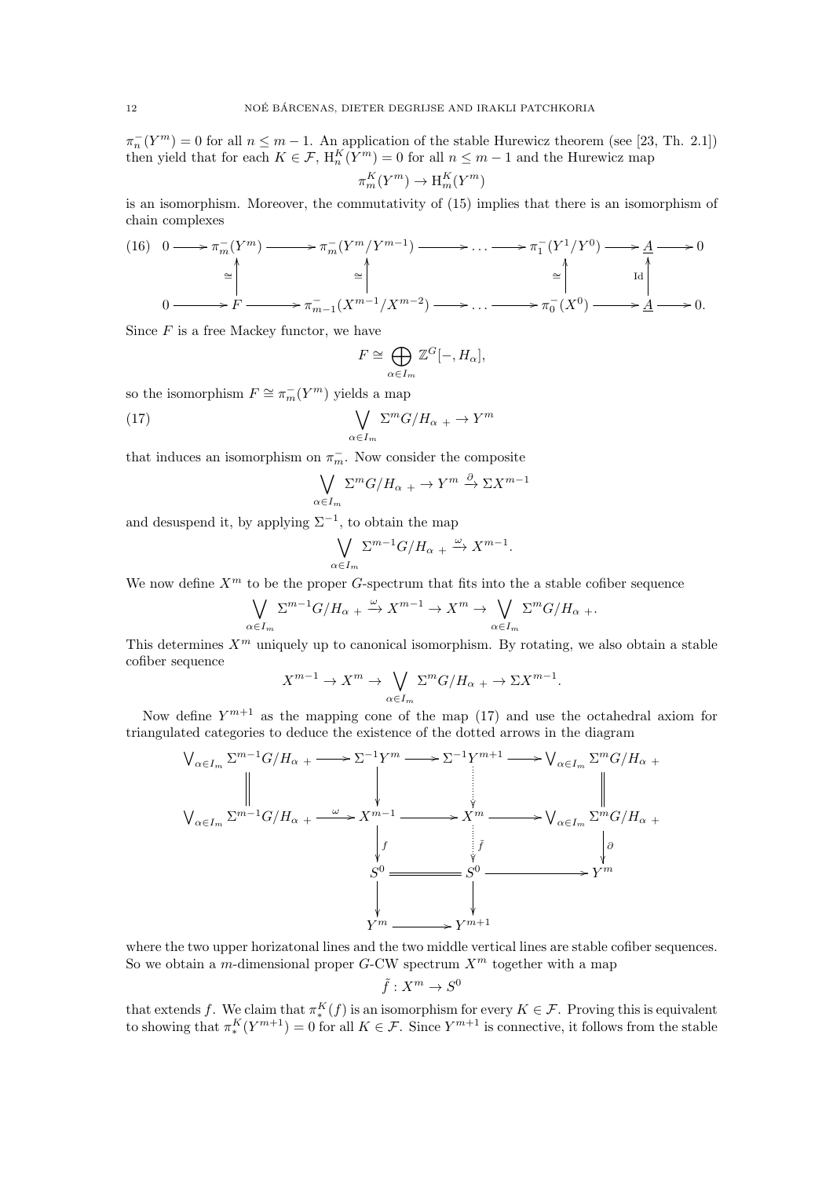$\pi_n^-(Y^m) = 0$ for all $n \leq m-1$. An application of the stable Hurewicz theorem (see [23, Th. 2.1]) then yield that for each $K \in \mathcal{F}$, $\mathrm{H}_n^K(Y^m) = 0$ for all $n \leq m-1$ and the Hurewicz map

$$\pi_m^K(Y^m) \to \mathrm{H}_m^K(Y^m)$$

is an isomorphism. Moreover, the commutativity of (15) implies that there is an isomorphism of chain complexes

$$
\begin{array}{ccccccccccccc}
0 & \longrightarrow & \pi_m^-(Y^m) & \longrightarrow & \pi_m^-(Y^m/Y^{m-1}) & \longrightarrow & \dots & \longrightarrow & \pi_1^-(Y^1/Y^0) & \longrightarrow & \underline{A} & \longrightarrow & 0 \\
 & & \uparrow\cong & & \uparrow\cong & & & & \uparrow\cong & & \uparrow\mathrm{Id} & & \\
0 & \longrightarrow & F & \longrightarrow & \pi_{m-1}^-(X^{m-1}/X^{m-2}) & \longrightarrow & \dots & \longrightarrow & \pi_0^-(X^0) & \longrightarrow & \underline{A} & \longrightarrow & 0.
\end{array} \tag{16}
$$

Since $F$ is a free Mackey functor, we have

$$F \cong \bigoplus_{\alpha \in I_m} \mathbb{Z}^G[-, H_\alpha],$$

so the isomorphism $F \cong \pi_m^-(Y^m)$ yields a map

$$\bigvee_{\alpha \in I_m} \Sigma^m G/H_{\alpha\,+} \to Y^m \tag{17}$$

that induces an isomorphism on $\pi_m^-$. Now consider the composite

$$\bigvee_{\alpha \in I_m} \Sigma^m G/H_{\alpha\,+} \to Y^m \xrightarrow{\partial} \Sigma X^{m-1}$$

and desuspend it, by applying $\Sigma^{-1}$, to obtain the map

$$\bigvee_{\alpha \in I_m} \Sigma^{m-1} G/H_{\alpha\,+} \xrightarrow{\omega} X^{m-1}.$$

We now define $X^m$ to be the proper $G$-spectrum that fits into the a stable cofiber sequence

$$\bigvee_{\alpha \in I_m} \Sigma^{m-1} G/H_{\alpha\,+} \xrightarrow{\omega} X^{m-1} \to X^m \to \bigvee_{\alpha \in I_m} \Sigma^m G/H_{\alpha\,+}.$$

This determines $X^m$ uniquely up to canonical isomorphism. By rotating, we also obtain a stable cofiber sequence

$$X^{m-1} \to X^m \to \bigvee_{\alpha \in I_m} \Sigma^m G/H_{\alpha\,+} \to \Sigma X^{m-1}.$$

Now define $Y^{m+1}$ as the mapping cone of the map (17) and use the octahedral axiom for triangulated categories to deduce the existence of the dotted arrows in the diagram

$$
\begin{array}{ccccccc}
\bigvee_{\alpha \in I_m} \Sigma^{m-1} G/H_{\alpha\,+} & \longrightarrow & \Sigma^{-1} Y^m & \longrightarrow & \Sigma^{-1} Y^{m+1} & \longrightarrow & \bigvee_{\alpha \in I_m} \Sigma^m G/H_{\alpha\,+} \\
\| & & \downarrow & & \vdots & & \| \\
\bigvee_{\alpha \in I_m} \Sigma^{m-1} G/H_{\alpha\,+} & \xrightarrow{\omega} & X^{m-1} & \longrightarrow & X^m & \longrightarrow & \bigvee_{\alpha \in I_m} \Sigma^m G/H_{\alpha\,+} \\
 & & \downarrow f & & \vdots\, \tilde{f} & & \downarrow \partial \\
 & & S^0 & = & S^0 & \longrightarrow & Y^m \\
 & & \downarrow & & \downarrow & & \\
 & & Y^m & \longrightarrow & Y^{m+1} & &
\end{array}
$$

where the two upper horizatonal lines and the two middle vertical lines are stable cofiber sequences. So we obtain a $m$-dimensional proper $G$-CW spectrum $X^m$ together with a map

$$\tilde{f} : X^m \to S^0$$

that extends $f$. We claim that $\pi_*^K(f)$ is an isomorphism for every $K \in \mathcal{F}$. Proving this is equivalent to showing that $\pi_*^K(Y^{m+1}) = 0$ for all $K \in \mathcal{F}$. Since $Y^{m+1}$ is connective, it follows from the stable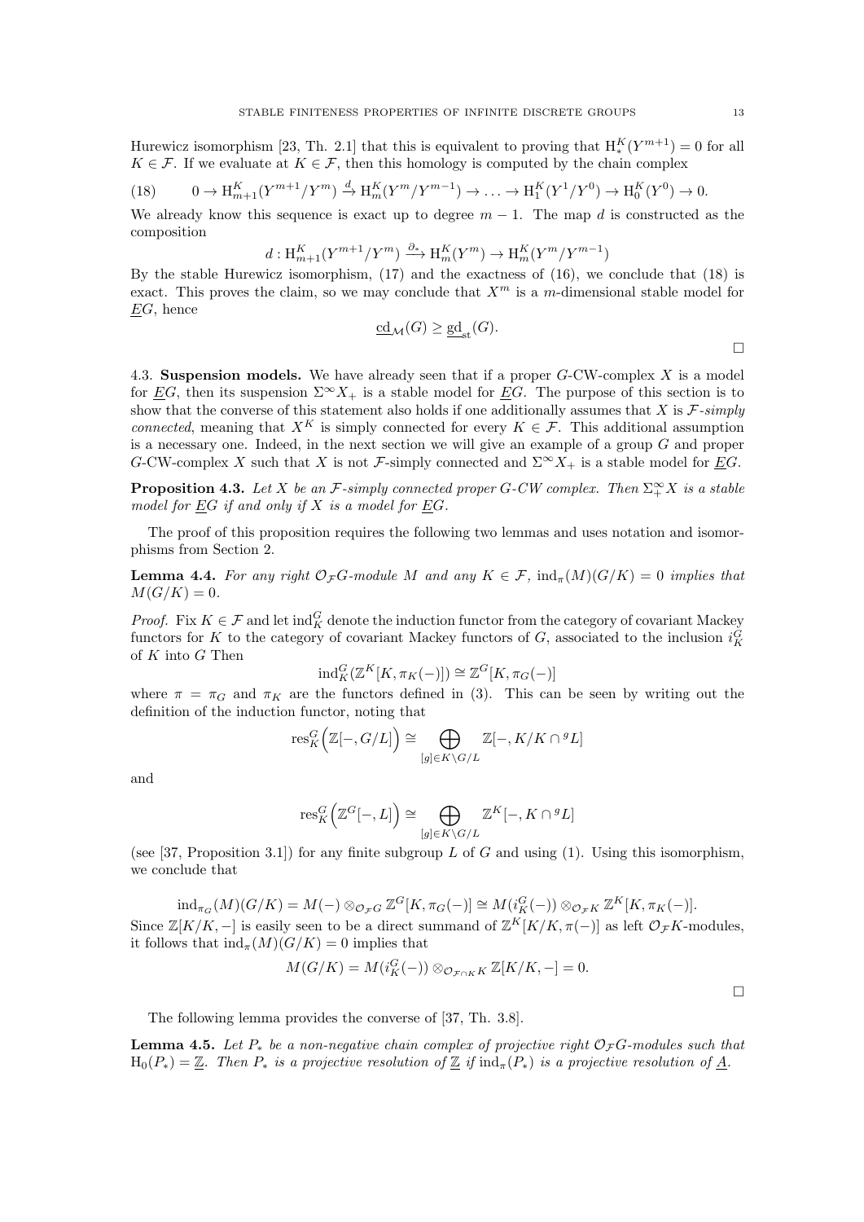Hurewicz isomorphism [23, Th. 2.1] that this is equivalent to proving that $\mathrm{H}^K_*(Y^{m+1}) = 0$ for all $K \in \mathcal{F}$. If we evaluate at $K \in \mathcal{F}$, then this homology is computed by the chain complex

$$(18) \qquad 0 \to \mathrm{H}^K_{m+1}(Y^{m+1}/Y^m) \xrightarrow{d} \mathrm{H}^K_m(Y^m/Y^{m-1}) \to \ldots \to \mathrm{H}^K_1(Y^1/Y^0) \to \mathrm{H}^K_0(Y^0) \to 0.$$

We already know this sequence is exact up to degree $m-1$. The map $d$ is constructed as the composition

$$d : \mathrm{H}^K_{m+1}(Y^{m+1}/Y^m) \xrightarrow{\partial_*} \mathrm{H}^K_m(Y^m) \to \mathrm{H}^K_m(Y^m/Y^{m-1})$$

By the stable Hurewicz isomorphism, (17) and the exactness of (16), we conclude that (18) is exact. This proves the claim, so we may conclude that $X^m$ is a $m$-dimensional stable model for $\underline{E}G$, hence

$$\underline{\mathrm{cd}}_{\mathcal{M}}(G) \geq \underline{\mathrm{gd}}_{\mathrm{st}}(G).$$

$\square$

4.3. **Suspension models.** We have already seen that if a proper $G$-CW-complex $X$ is a model for $\underline{E}G$, then its suspension $\Sigma^\infty X_+$ is a stable model for $\underline{E}G$. The purpose of this section is to show that the converse of this statement also holds if one additionally assumes that $X$ is $\mathcal{F}$*-simply connected*, meaning that $X^K$ is simply connected for every $K \in \mathcal{F}$. This additional assumption is a necessary one. Indeed, in the next section we will give an example of a group $G$ and proper $G$-CW-complex $X$ such that $X$ is not $\mathcal{F}$-simply connected and $\Sigma^\infty X_+$ is a stable model for $\underline{E}G$.

**Proposition 4.3.** *Let $X$ be an $\mathcal{F}$-simply connected proper $G$-CW complex. Then $\Sigma^\infty_+ X$ is a stable model for $\underline{E}G$ if and only if $X$ is a model for $\underline{E}G$.*

The proof of this proposition requires the following two lemmas and uses notation and isomorphisms from Section 2.

**Lemma 4.4.** *For any right $\mathcal{O}_\mathcal{F}G$-module $M$ and any $K \in \mathcal{F}$, $\mathrm{ind}_\pi(M)(G/K) = 0$ implies that $M(G/K) = 0$.*

*Proof.* Fix $K \in \mathcal{F}$ and let $\mathrm{ind}^G_K$ denote the induction functor from the category of covariant Mackey functors for $K$ to the category of covariant Mackey functors of $G$, associated to the inclusion $i^G_K$ of $K$ into $G$ Then

$$\mathrm{ind}^G_K(\mathbb{Z}^K[K, \pi_K(-)]) \cong \mathbb{Z}^G[K, \pi_G(-)]$$

where $\pi = \pi_G$ and $\pi_K$ are the functors defined in (3). This can be seen by writing out the definition of the induction functor, noting that

$$\mathrm{res}^G_K\Big(\mathbb{Z}[-, G/L]\Big) \cong \bigoplus_{[g]\in K\backslash G/L} \mathbb{Z}[-, K/K \cap {}^gL]$$

and

$$\mathrm{res}^G_K\Big(\mathbb{Z}^G[-, L]\Big) \cong \bigoplus_{[g]\in K\backslash G/L} \mathbb{Z}^K[-, K \cap {}^gL]$$

(see [37, Proposition 3.1]) for any finite subgroup $L$ of $G$ and using (1). Using this isomorphism, we conclude that

$$\mathrm{ind}_{\pi_G}(M)(G/K) = M(-) \otimes_{\mathcal{O}_\mathcal{F}G} \mathbb{Z}^G[K, \pi_G(-)] \cong M(i^G_K(-)) \otimes_{\mathcal{O}_\mathcal{F}K} \mathbb{Z}^K[K, \pi_K(-)].$$

Since $\mathbb{Z}[K/K, -]$ is easily seen to be a direct summand of $\mathbb{Z}^K[K/K, \pi(-)]$ as left $\mathcal{O}_\mathcal{F}K$-modules, it follows that $\mathrm{ind}_\pi(M)(G/K) = 0$ implies that

$$M(G/K) = M(i^G_K(-)) \otimes_{\mathcal{O}_{\mathcal{F}\cap K}K} \mathbb{Z}[K/K, -] = 0.$$

$\square$

The following lemma provides the converse of [37, Th. 3.8].

**Lemma 4.5.** *Let $P_*$ be a non-negative chain complex of projective right $\mathcal{O}_\mathcal{F}G$-modules such that $\mathrm{H}_0(P_*) = \underline{\mathbb{Z}}$. Then $P_*$ is a projective resolution of $\underline{\mathbb{Z}}$ if $\mathrm{ind}_\pi(P_*)$ is a projective resolution of $\underline{A}$.*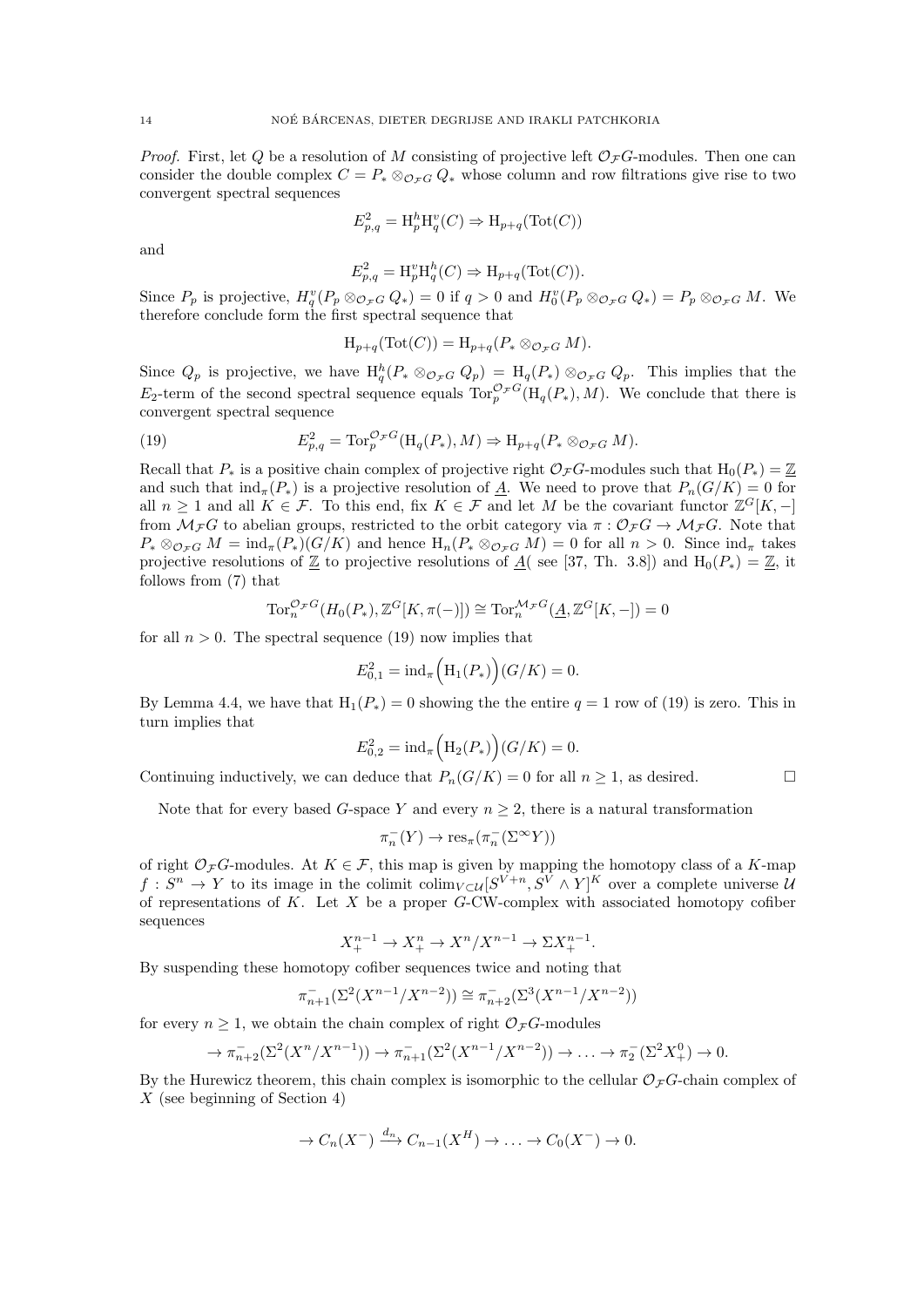*Proof.* First, let $Q$ be a resolution of $M$ consisting of projective left $\mathcal{O}_{\mathcal{F}}G$-modules. Then one can consider the double complex $C = P_* \otimes_{\mathcal{O}_{\mathcal{F}}G} Q_*$ whose column and row filtrations give rise to two convergent spectral sequences

$$E^2_{p,q} = \mathrm{H}^h_p \mathrm{H}^v_q(C) \Rightarrow \mathrm{H}_{p+q}(\mathrm{Tot}(C))$$

and

$$E^2_{p,q} = \mathrm{H}^v_p \mathrm{H}^h_q(C) \Rightarrow \mathrm{H}_{p+q}(\mathrm{Tot}(C)).$$

Since $P_p$ is projective, $H^v_q(P_p \otimes_{\mathcal{O}_{\mathcal{F}}G} Q_*) = 0$ if $q > 0$ and $H^v_0(P_p \otimes_{\mathcal{O}_{\mathcal{F}}G} Q_*) = P_p \otimes_{\mathcal{O}_{\mathcal{F}}G} M$. We therefore conclude form the first spectral sequence that

$$\mathrm{H}_{p+q}(\mathrm{Tot}(C)) = \mathrm{H}_{p+q}(P_* \otimes_{\mathcal{O}_{\mathcal{F}}G} M).$$

Since $Q_p$ is projective, we have $\mathrm{H}^h_q(P_* \otimes_{\mathcal{O}_{\mathcal{F}}G} Q_p) = \mathrm{H}_q(P_*) \otimes_{\mathcal{O}_{\mathcal{F}}G} Q_p$. This implies that the $E_2$-term of the second spectral sequence equals $\mathrm{Tor}_p^{\mathcal{O}_{\mathcal{F}}G}(\mathrm{H}_q(P_*), M)$. We conclude that there is convergent spectral sequence

$$E^2_{p,q} = \mathrm{Tor}_p^{\mathcal{O}_{\mathcal{F}}G}(\mathrm{H}_q(P_*), M) \Rightarrow \mathrm{H}_{p+q}(P_* \otimes_{\mathcal{O}_{\mathcal{F}}G} M). \tag{19}$$

Recall that $P_*$ is a positive chain complex of projective right $\mathcal{O}_{\mathcal{F}}G$-modules such that $\mathrm{H}_0(P_*) = \underline{\mathbb{Z}}$ and such that $\mathrm{ind}_\pi(P_*)$ is a projective resolution of $\underline{A}$. We need to prove that $P_n(G/K) = 0$ for all $n \geq 1$ and all $K \in \mathcal{F}$. To this end, fix $K \in \mathcal{F}$ and let $M$ be the covariant functor $\mathbb{Z}^G[K, -]$ from $\mathcal{M}_{\mathcal{F}}G$ to abelian groups, restricted to the orbit category via $\pi : \mathcal{O}_{\mathcal{F}}G \to \mathcal{M}_{\mathcal{F}}G$. Note that $P_* \otimes_{\mathcal{O}_{\mathcal{F}}G} M = \mathrm{ind}_\pi(P_*)(G/K)$ and hence $\mathrm{H}_n(P_* \otimes_{\mathcal{O}_{\mathcal{F}}G} M) = 0$ for all $n > 0$. Since $\mathrm{ind}_\pi$ takes projective resolutions of $\underline{\mathbb{Z}}$ to projective resolutions of $\underline{A}$( see [37, Th. 3.8]) and $\mathrm{H}_0(P_*) = \underline{\mathbb{Z}}$, it follows from (7) that

$$\mathrm{Tor}_n^{\mathcal{O}_{\mathcal{F}}G}(H_0(P_*), \mathbb{Z}^G[K, \pi(-)]) \cong \mathrm{Tor}_n^{\mathcal{M}_{\mathcal{F}}G}(\underline{A}, \mathbb{Z}^G[K, -]) = 0$$

for all $n > 0$. The spectral sequence (19) now implies that

$$E^2_{0,1} = \mathrm{ind}_\pi\Big(\mathrm{H}_1(P_*)\Big)(G/K) = 0.$$

By Lemma 4.4, we have that $\mathrm{H}_1(P_*) = 0$ showing the the entire $q = 1$ row of (19) is zero. This in turn implies that

$$E^2_{0,2} = \mathrm{ind}_\pi\Big(\mathrm{H}_2(P_*)\Big)(G/K) = 0.$$

Continuing inductively, we can deduce that $P_n(G/K) = 0$ for all $n \geq 1$, as desired. $\square$

Note that for every based $G$-space $Y$ and every $n \geq 2$, there is a natural transformation

$$\pi_n^-(Y) \to \mathrm{res}_\pi(\pi_n^-(\Sigma^\infty Y))$$

of right $\mathcal{O}_{\mathcal{F}}G$-modules. At $K \in \mathcal{F}$, this map is given by mapping the homotopy class of a $K$-map $f : S^n \to Y$ to its image in the colimit $\mathrm{colim}_{V \subset \mathcal{U}}[S^{V+n}, S^V \wedge Y]^K$ over a complete universe $\mathcal{U}$ of representations of $K$. Let $X$ be a proper $G$-CW-complex with associated homotopy cofiber sequences

$$X^{n-1}_+ \to X^n_+ \to X^n/X^{n-1} \to \Sigma X^{n-1}_+.$$

By suspending these homotopy cofiber sequences twice and noting that

$$\pi^-_{n+1}(\Sigma^2(X^{n-1}/X^{n-2})) \cong \pi^-_{n+2}(\Sigma^3(X^{n-1}/X^{n-2}))$$

for every $n \geq 1$, we obtain the chain complex of right $\mathcal{O}_{\mathcal{F}}G$-modules

$$\to \pi^-_{n+2}(\Sigma^2(X^n/X^{n-1})) \to \pi^-_{n+1}(\Sigma^2(X^{n-1}/X^{n-2})) \to \ldots \to \pi_2^-(\Sigma^2 X^0_+) \to 0.$$

By the Hurewicz theorem, this chain complex is isomorphic to the cellular $\mathcal{O}_{\mathcal{F}}G$-chain complex of $X$ (see beginning of Section 4)

$$\to C_n(X^-) \xrightarrow{d_n} C_{n-1}(X^H) \to \ldots \to C_0(X^-) \to 0.$$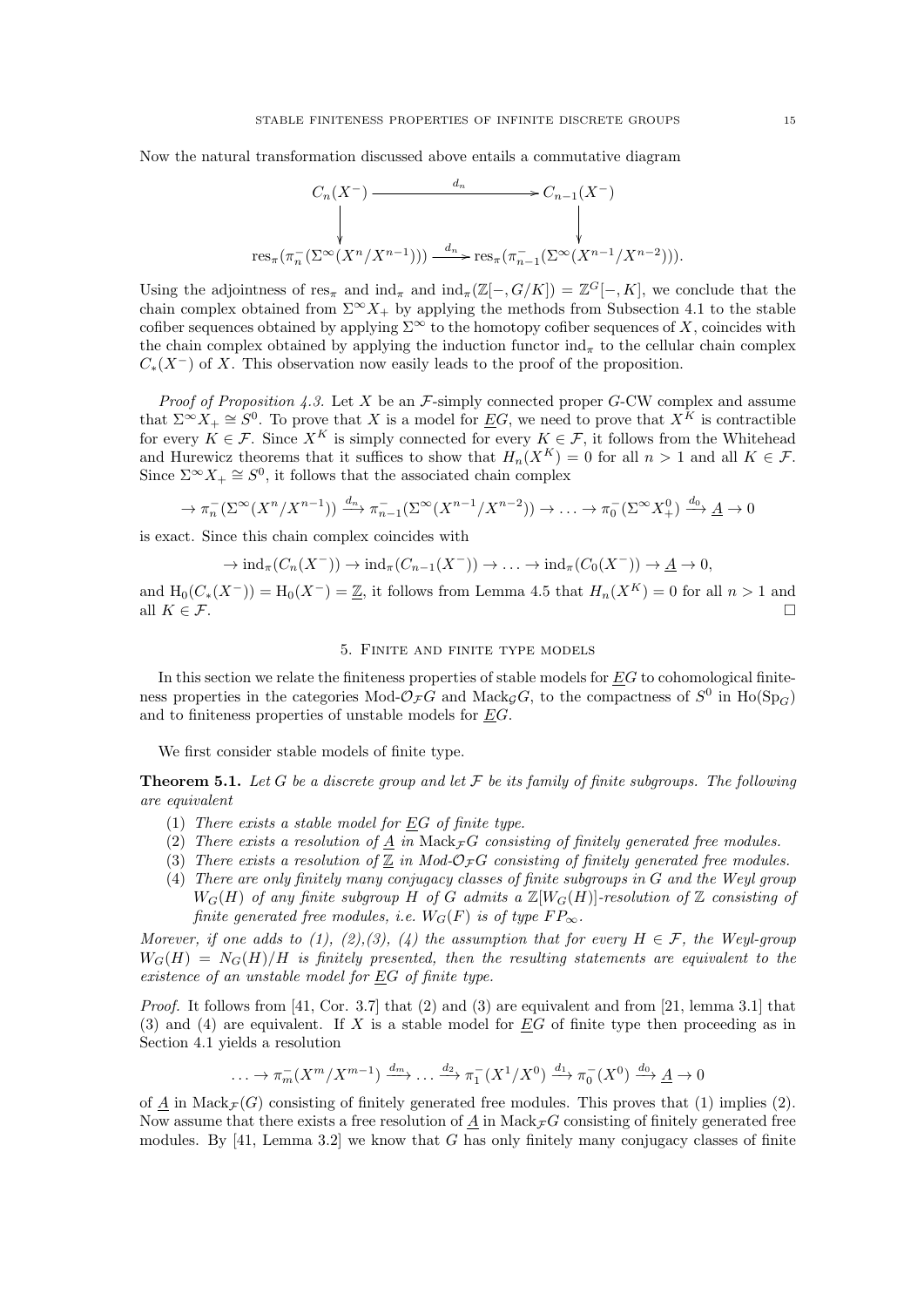Now the natural transformation discussed above entails a commutative diagram

$$\begin{array}{ccc} C_n(X^-) & \xrightarrow{\quad d_n \quad} & C_{n-1}(X^-) \\ \downarrow & & \downarrow \\ \operatorname{res}_\pi(\pi_n^-(\Sigma^\infty(X^n/X^{n-1}))) & \xrightarrow{d_n} & \operatorname{res}_\pi(\pi_{n-1}^-(\Sigma^\infty(X^{n-1}/X^{n-2}))). \end{array}$$

Using the adjointness of $\operatorname{res}_\pi$ and $\operatorname{ind}_\pi$ and $\operatorname{ind}_\pi(\mathbb{Z}[-, G/K]) = \mathbb{Z}^G[-, K]$, we conclude that the chain complex obtained from $\Sigma^\infty X_+$ by applying the methods from Subsection 4.1 to the stable cofiber sequences obtained by applying $\Sigma^\infty$ to the homotopy cofiber sequences of $X$, coincides with the chain complex obtained by applying the induction functor $\operatorname{ind}_\pi$ to the cellular chain complex $C_*(X^-)$ of $X$. This observation now easily leads to the proof of the proposition.

*Proof of Proposition 4.3.* Let $X$ be an $\mathcal{F}$-simply connected proper $G$-CW complex and assume that $\Sigma^\infty X_+ \cong S^0$. To prove that $X$ is a model for $\underline{E}G$, we need to prove that $X^K$ is contractible for every $K \in \mathcal{F}$. Since $X^K$ is simply connected for every $K \in \mathcal{F}$, it follows from the Whitehead and Hurewicz theorems that it suffices to show that $H_n(X^K) = 0$ for all $n > 1$ and all $K \in \mathcal{F}$. Since $\Sigma^\infty X_+ \cong S^0$, it follows that the associated chain complex

$$\to \pi_n^-(\Sigma^\infty(X^n/X^{n-1})) \xrightarrow{d_n} \pi_{n-1}^-(\Sigma^\infty(X^{n-1}/X^{n-2})) \to \ldots \to \pi_0^-(\Sigma^\infty X_+^0) \xrightarrow{d_0} \underline{A} \to 0$$

is exact. Since this chain complex coincides with

$$\to \operatorname{ind}_\pi(C_n(X^-)) \to \operatorname{ind}_\pi(C_{n-1}(X^-)) \to \ldots \to \operatorname{ind}_\pi(C_0(X^-)) \to \underline{A} \to 0,$$

and $\mathrm{H}_0(C_*(X^-)) = \mathrm{H}_0(X^-) = \underline{\mathbb{Z}}$, it follows from Lemma 4.5 that $H_n(X^K) = 0$ for all $n > 1$ and all $K \in \mathcal{F}$. $\square$

## 5. Finite and finite type models

In this section we relate the finiteness properties of stable models for $\underline{E}G$ to cohomological finiteness properties in the categories Mod-$\mathcal{O}_\mathcal{F}G$ and $\mathrm{Mack}_\mathcal{G}G$, to the compactness of $S^0$ in $\mathrm{Ho}(\mathrm{Sp}_G)$ and to finiteness properties of unstable models for $\underline{E}G$.

We first consider stable models of finite type.

**Theorem 5.1.** *Let $G$ be a discrete group and let $\mathcal{F}$ be its family of finite subgroups. The following are equivalent*

1. *There exists a stable model for $\underline{E}G$ of finite type.*
2. *There exists a resolution of $\underline{A}$ in $\mathrm{Mack}_\mathcal{F}G$ consisting of finitely generated free modules.*
3. *There exists a resolution of $\underline{\mathbb{Z}}$ in Mod-$\mathcal{O}_\mathcal{F}G$ consisting of finitely generated free modules.*
4. *There are only finitely many conjugacy classes of finite subgroups in $G$ and the Weyl group $W_G(H)$ of any finite subgroup $H$ of $G$ admits a $\mathbb{Z}[W_G(H)]$-resolution of $\mathbb{Z}$ consisting of finite generated free modules, i.e. $W_G(F)$ is of type $FP_\infty$.*

*Morever, if one adds to (1), (2),(3), (4) the assumption that for every $H \in \mathcal{F}$, the Weyl-group $W_G(H) = N_G(H)/H$ is finitely presented, then the resulting statements are equivalent to the existence of an unstable model for $\underline{E}G$ of finite type.*

*Proof.* It follows from [41, Cor. 3.7] that (2) and (3) are equivalent and from [21, lemma 3.1] that (3) and (4) are equivalent. If $X$ is a stable model for $\underline{E}G$ of finite type then proceeding as in Section 4.1 yields a resolution

$$\ldots \to \pi_m^-(X^m/X^{m-1}) \xrightarrow{d_m} \ldots \xrightarrow{d_2} \pi_1^-(X^1/X^0) \xrightarrow{d_1} \pi_0^-(X^0) \xrightarrow{d_0} \underline{A} \to 0$$

of $\underline{A}$ in $\mathrm{Mack}_\mathcal{F}(G)$ consisting of finitely generated free modules. This proves that (1) implies (2). Now assume that there exists a free resolution of $\underline{A}$ in $\mathrm{Mack}_\mathcal{F}G$ consisting of finitely generated free modules. By [41, Lemma 3.2] we know that $G$ has only finitely many conjugacy classes of finite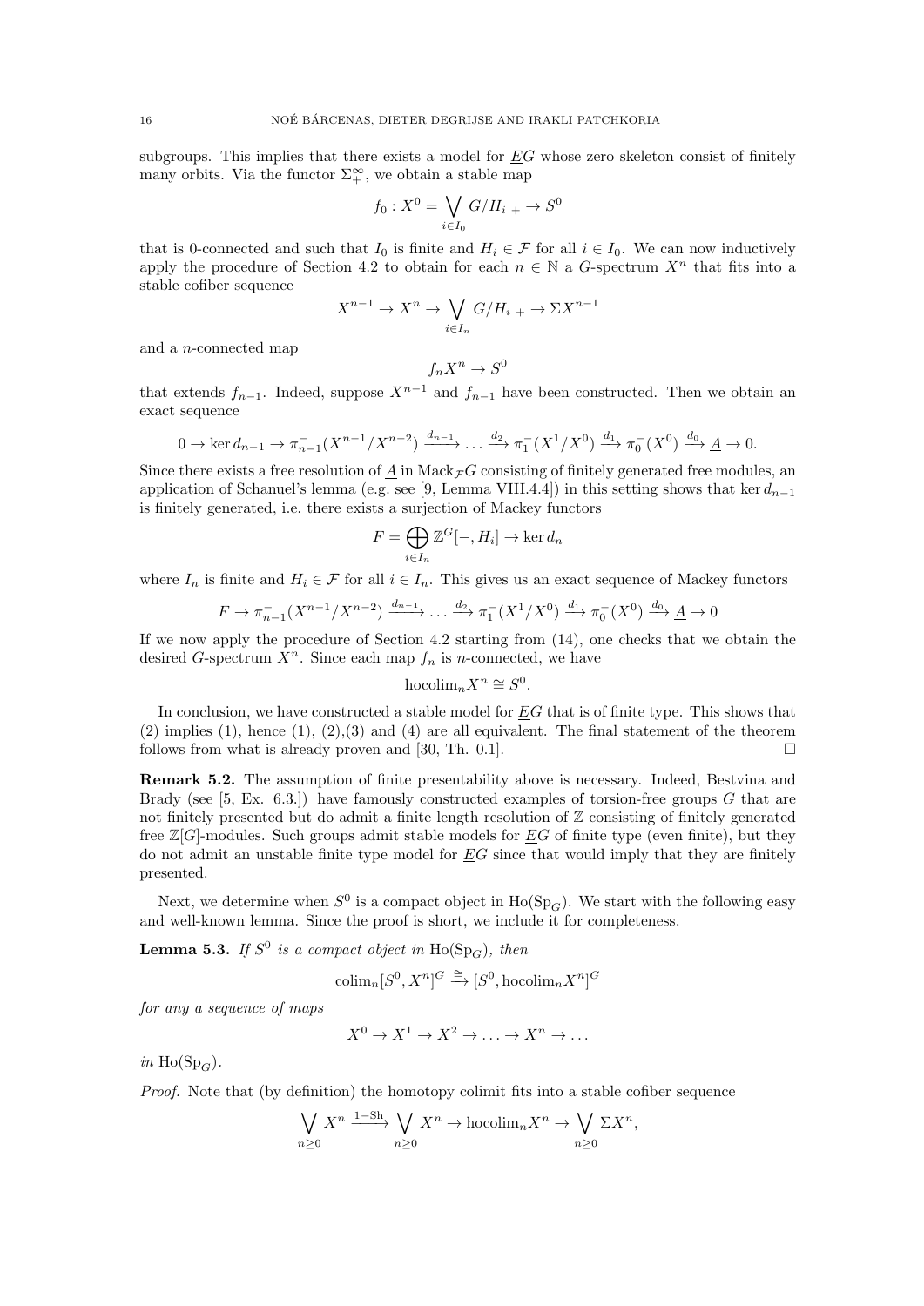subgroups. This implies that there exists a model for $\underline{E}G$ whose zero skeleton consist of finitely many orbits. Via the functor $\Sigma^\infty_+$, we obtain a stable map

$$f_0 : X^0 = \bigvee_{i\in I_0} G/H_{i\ +} \to S^0$$

that is 0-connected and such that $I_0$ is finite and $H_i \in \mathcal{F}$ for all $i \in I_0$. We can now inductively apply the procedure of Section 4.2 to obtain for each $n \in \mathbb{N}$ a $G$-spectrum $X^n$ that fits into a stable cofiber sequence

$$X^{n-1} \to X^n \to \bigvee_{i\in I_n} G/H_{i\ +} \to \Sigma X^{n-1}$$

and a $n$-connected map

$$f_n X^n \to S^0$$

that extends $f_{n-1}$. Indeed, suppose $X^{n-1}$ and $f_{n-1}$ have been constructed. Then we obtain an exact sequence

$$0 \to \ker d_{n-1} \to \pi^-_{n-1}(X^{n-1}/X^{n-2}) \xrightarrow{d_{n-1}} \ldots \xrightarrow{d_2} \pi^-_1(X^1/X^0) \xrightarrow{d_1} \pi^-_0(X^0) \xrightarrow{d_0} \underline{A} \to 0.$$

Since there exists a free resolution of $\underline{A}$ in $\mathrm{Mack}_{\mathcal{F}}G$ consisting of finitely generated free modules, an application of Schanuel's lemma (e.g. see [9, Lemma VIII.4.4]) in this setting shows that $\ker d_{n-1}$ is finitely generated, i.e. there exists a surjection of Mackey functors

$$F = \bigoplus_{i\in I_n} \mathbb{Z}^G[-, H_i] \to \ker d_n$$

where $I_n$ is finite and $H_i \in \mathcal{F}$ for all $i \in I_n$. This gives us an exact sequence of Mackey functors

$$F \to \pi^-_{n-1}(X^{n-1}/X^{n-2}) \xrightarrow{d_{n-1}} \ldots \xrightarrow{d_2} \pi^-_1(X^1/X^0) \xrightarrow{d_1} \pi^-_0(X^0) \xrightarrow{d_0} \underline{A} \to 0$$

If we now apply the procedure of Section 4.2 starting from (14), one checks that we obtain the desired $G$-spectrum $X^n$. Since each map $f_n$ is $n$-connected, we have

$$\mathrm{hocolim}_n X^n \cong S^0.$$

In conclusion, we have constructed a stable model for $\underline{E}G$ that is of finite type. This shows that (2) implies (1), hence (1), (2),(3) and (4) are all equivalent. The final statement of the theorem follows from what is already proven and [30, Th. 0.1]. $\square$

**Remark 5.2.** The assumption of finite presentability above is necessary. Indeed, Bestvina and Brady (see [5, Ex. 6.3.]) have famously constructed examples of torsion-free groups $G$ that are not finitely presented but do admit a finite length resolution of $\mathbb{Z}$ consisting of finitely generated free $\mathbb{Z}[G]$-modules. Such groups admit stable models for $\underline{E}G$ of finite type (even finite), but they do not admit an unstable finite type model for $\underline{E}G$ since that would imply that they are finitely presented.

Next, we determine when $S^0$ is a compact object in $\mathrm{Ho}(\mathrm{Sp}_G)$. We start with the following easy and well-known lemma. Since the proof is short, we include it for completeness.

**Lemma 5.3.** *If $S^0$ is a compact object in $\mathrm{Ho}(\mathrm{Sp}_G)$, then*

$$\mathrm{colim}_n [S^0, X^n]^G \xrightarrow{\cong} [S^0, \mathrm{hocolim}_n X^n]^G$$

*for any a sequence of maps*

$$X^0 \to X^1 \to X^2 \to \ldots \to X^n \to \ldots$$

*in $\mathrm{Ho}(\mathrm{Sp}_G)$.*

*Proof.* Note that (by definition) the homotopy colimit fits into a stable cofiber sequence

$$\bigvee_{n\geq 0} X^n \xrightarrow{1-\mathrm{Sh}} \bigvee_{n\geq 0} X^n \to \mathrm{hocolim}_n X^n \to \bigvee_{n\geq 0} \Sigma X^n,$$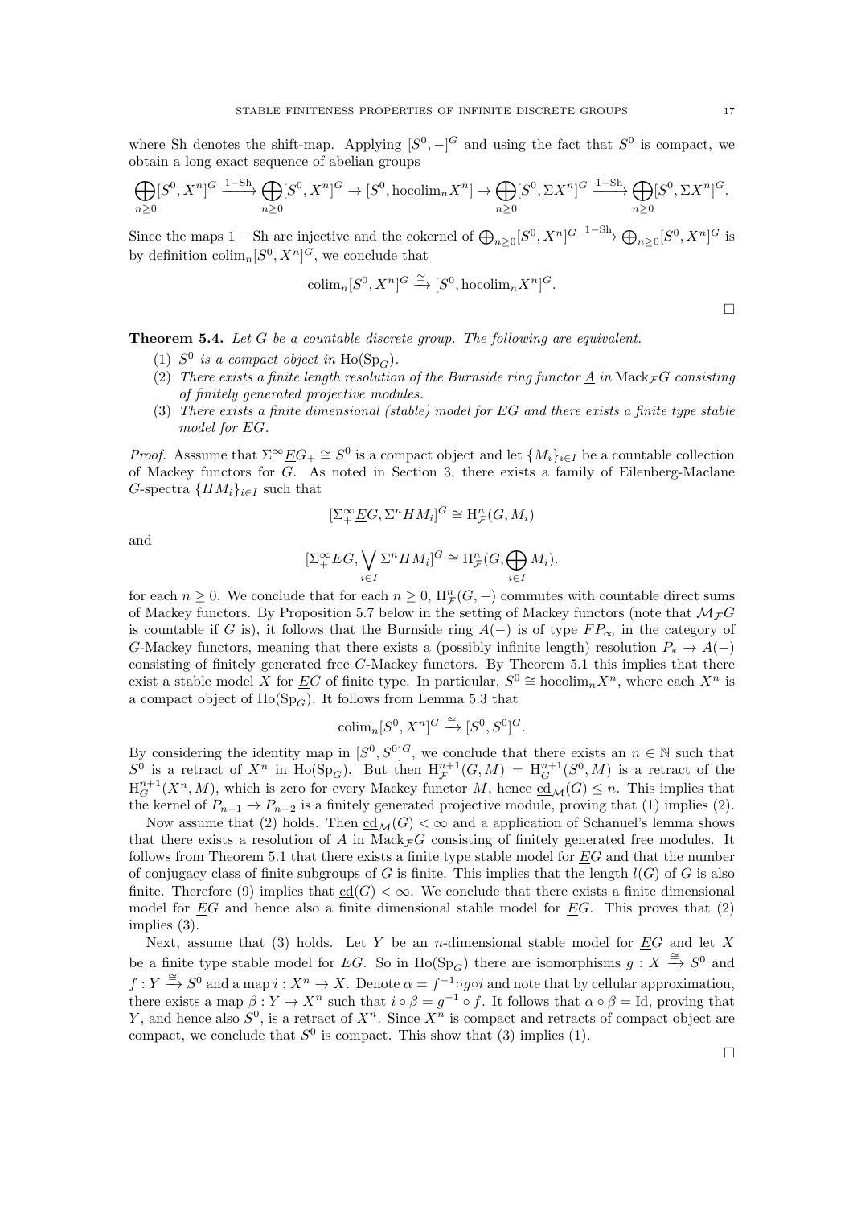where Sh denotes the shift-map. Applying $[S^0,-]^G$ and using the fact that $S^0$ is compact, we obtain a long exact sequence of abelian groups

$$\bigoplus_{n\geq 0}[S^0,X^n]^G \xrightarrow{1-\mathrm{Sh}} \bigoplus_{n\geq 0}[S^0,X^n]^G \to [S^0,\mathrm{hocolim}_n X^n] \to \bigoplus_{n\geq 0}[S^0,\Sigma X^n]^G \xrightarrow{1-\mathrm{Sh}} \bigoplus_{n\geq 0}[S^0,\Sigma X^n]^G.$$

Since the maps $1-\mathrm{Sh}$ are injective and the cokernel of $\bigoplus_{n\geq 0}[S^0,X^n]^G \xrightarrow{1-\mathrm{Sh}} \bigoplus_{n\geq 0}[S^0,X^n]^G$ is by definition $\mathrm{colim}_n[S^0,X^n]^G$, we conclude that

$$\mathrm{colim}_n[S^0,X^n]^G \xrightarrow{\cong} [S^0,\mathrm{hocolim}_n X^n]^G.$$

$\square$

**Theorem 5.4.** *Let $G$ be a countable discrete group. The following are equivalent.*

1. *$S^0$ is a compact object in $\mathrm{Ho}(\mathrm{Sp}_G)$.*
2. *There exists a finite length resolution of the Burnside ring functor $\underline{A}$ in $\mathrm{Mack}_{\mathcal{F}}G$ consisting of finitely generated projective modules.*
3. *There exists a finite dimensional (stable) model for $\underline{E}G$ and there exists a finite type stable model for $\underline{E}G$.*

*Proof.* Asssume that $\Sigma^\infty \underline{E}G_+ \cong S^0$ is a compact object and let $\{M_i\}_{i\in I}$ be a countable collection of Mackey functors for $G$. As noted in Section 3, there exists a family of Eilenberg-Maclane $G$-spectra $\{HM_i\}_{i\in I}$ such that

$$[\Sigma^\infty_+\underline{E}G,\Sigma^n HM_i]^G \cong \mathrm{H}^n_{\mathcal{F}}(G,M_i)$$

and

$$[\Sigma^\infty_+\underline{E}G,\bigvee_{i\in I}\Sigma^n HM_i]^G \cong \mathrm{H}^n_{\mathcal{F}}(G,\bigoplus_{i\in I}M_i).$$

for each $n\geq 0$. We conclude that for each $n\geq 0$, $\mathrm{H}^n_{\mathcal{F}}(G,-)$ commutes with countable direct sums of Mackey functors. By Proposition 5.7 below in the setting of Mackey functors (note that $\mathcal{M}_{\mathcal{F}}G$ is countable if $G$ is), it follows that the Burnside ring $A(-)$ is of type $FP_\infty$ in the category of $G$-Mackey functors, meaning that there exists a (possibly infinite length) resolution $P_*\to A(-)$ consisting of finitely generated free $G$-Mackey functors. By Theorem 5.1 this implies that there exist a stable model $X$ for $\underline{E}G$ of finite type. In particular, $S^0\cong \mathrm{hocolim}_n X^n$, where each $X^n$ is a compact object of $\mathrm{Ho}(\mathrm{Sp}_G)$. It follows from Lemma 5.3 that

$$\mathrm{colim}_n[S^0,X^n]^G \xrightarrow{\cong} [S^0,S^0]^G.$$

By considering the identity map in $[S^0,S^0]^G$, we conclude that there exists an $n\in\mathbb{N}$ such that $S^0$ is a retract of $X^n$ in $\mathrm{Ho}(\mathrm{Sp}_G)$. But then $\mathrm{H}^{n+1}_{\mathcal{F}}(G,M)=\mathrm{H}^{n+1}_G(S^0,M)$ is a retract of the $\mathrm{H}^{n+1}_G(X^n,M)$, which is zero for every Mackey functor $M$, hence $\underline{\mathrm{cd}}_{\mathcal{M}}(G)\leq n$. This implies that the kernel of $P_{n-1}\to P_{n-2}$ is a finitely generated projective module, proving that (1) implies (2).

Now assume that (2) holds. Then $\underline{\mathrm{cd}}_{\mathcal{M}}(G)<\infty$ and a application of Schanuel's lemma shows that there exists a resolution of $\underline{A}$ in $\mathrm{Mack}_{\mathcal{F}}G$ consisting of finitely generated free modules. It follows from Theorem 5.1 that there exists a finite type stable model for $\underline{E}G$ and that the number of conjugacy class of finite subgroups of $G$ is finite. This implies that the length $l(G)$ of $G$ is also finite. Therefore (9) implies that $\underline{\mathrm{cd}}(G)<\infty$. We conclude that there exists a finite dimensional model for $\underline{E}G$ and hence also a finite dimensional stable model for $\underline{E}G$. This proves that (2) implies (3).

Next, assume that (3) holds. Let $Y$ be an $n$-dimensional stable model for $\underline{E}G$ and let $X$ be a finite type stable model for $\underline{E}G$. So in $\mathrm{Ho}(\mathrm{Sp}_G)$ there are isomorphisms $g: X\xrightarrow{\cong} S^0$ and $f: Y\xrightarrow{\cong} S^0$ and a map $i: X^n\to X$. Denote $\alpha=f^{-1}\circ g\circ i$ and note that by cellular approximation, there exists a map $\beta: Y\to X^n$ such that $i\circ\beta = g^{-1}\circ f$. It follows that $\alpha\circ\beta=\mathrm{Id}$, proving that $Y$, and hence also $S^0$, is a retract of $X^n$. Since $X^n$ is compact and retracts of compact object are compact, we conclude that $S^0$ is compact. This show that (3) implies (1).

$\square$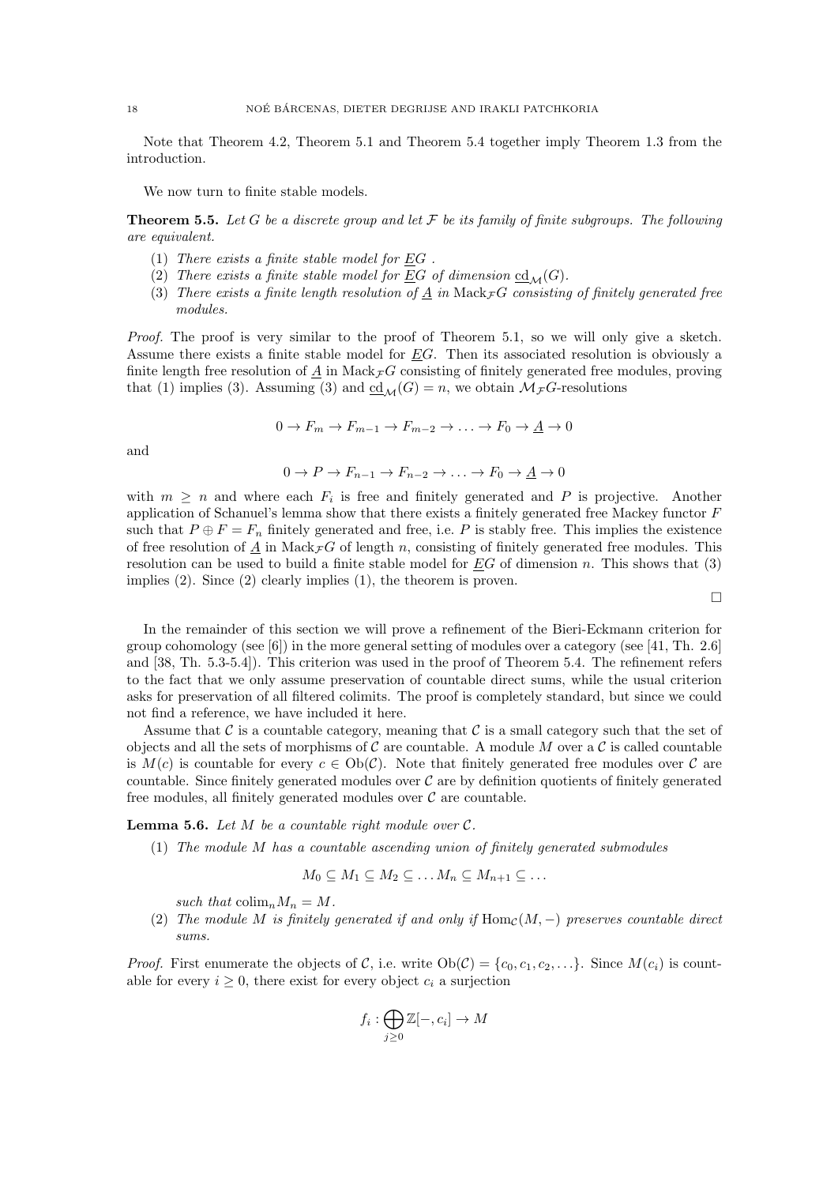Note that Theorem 4.2, Theorem 5.1 and Theorem 5.4 together imply Theorem 1.3 from the introduction.

We now turn to finite stable models.

**Theorem 5.5.** *Let $G$ be a discrete group and let $\mathcal{F}$ be its family of finite subgroups. The following are equivalent.*

1. *There exists a finite stable model for $\underline{E}G$ .*
2. *There exists a finite stable model for $\underline{E}G$ of dimension $\underline{\mathrm{cd}}_{\mathcal{M}}(G)$.*
3. *There exists a finite length resolution of $\underline{A}$ in $\mathrm{Mack}_{\mathcal{F}}G$ consisting of finitely generated free modules.*

*Proof.* The proof is very similar to the proof of Theorem 5.1, so we will only give a sketch. Assume there exists a finite stable model for $\underline{E}G$. Then its associated resolution is obviously a finite length free resolution of $\underline{A}$ in $\mathrm{Mack}_{\mathcal{F}}G$ consisting of finitely generated free modules, proving that (1) implies (3). Assuming (3) and $\underline{\mathrm{cd}}_{\mathcal{M}}(G) = n$, we obtain $\mathcal{M}_{\mathcal{F}}G$-resolutions

$$0 \to F_m \to F_{m-1} \to F_{m-2} \to \ldots \to F_0 \to \underline{A} \to 0$$

and

$$0 \to P \to F_{n-1} \to F_{n-2} \to \ldots \to F_0 \to \underline{A} \to 0$$

with $m \geq n$ and where each $F_i$ is free and finitely generated and $P$ is projective. Another application of Schanuel's lemma show that there exists a finitely generated free Mackey functor $F$ such that $P \oplus F = F_n$ finitely generated and free, i.e. $P$ is stably free. This implies the existence of free resolution of $\underline{A}$ in $\mathrm{Mack}_{\mathcal{F}}G$ of length $n$, consisting of finitely generated free modules. This resolution can be used to build a finite stable model for $\underline{E}G$ of dimension $n$. This shows that (3) implies (2). Since (2) clearly implies (1), the theorem is proven.

$\square$

In the remainder of this section we will prove a refinement of the Bieri-Eckmann criterion for group cohomology (see [6]) in the more general setting of modules over a category (see [41, Th. 2.6] and [38, Th. 5.3-5.4]). This criterion was used in the proof of Theorem 5.4. The refinement refers to the fact that we only assume preservation of countable direct sums, while the usual criterion asks for preservation of all filtered colimits. The proof is completely standard, but since we could not find a reference, we have included it here.

Assume that $\mathcal{C}$ is a countable category, meaning that $\mathcal{C}$ is a small category such that the set of objects and all the sets of morphisms of $\mathcal{C}$ are countable. A module $M$ over a $\mathcal{C}$ is called countable is $M(c)$ is countable for every $c \in \mathrm{Ob}(\mathcal{C})$. Note that finitely generated free modules over $\mathcal{C}$ are countable. Since finitely generated modules over $\mathcal{C}$ are by definition quotients of finitely generated free modules, all finitely generated modules over $\mathcal{C}$ are countable.

**Lemma 5.6.** *Let $M$ be a countable right module over $\mathcal{C}$.*

1. *The module $M$ has a countable ascending union of finitely generated submodules*

$$M_0 \subseteq M_1 \subseteq M_2 \subseteq \ldots M_n \subseteq M_{n+1} \subseteq \ldots$$

*such that $\mathrm{colim}_n M_n = M$.*

2. *The module $M$ is finitely generated if and only if $\mathrm{Hom}_{\mathcal{C}}(M, -)$ preserves countable direct sums.*

*Proof.* First enumerate the objects of $\mathcal{C}$, i.e. write $\mathrm{Ob}(\mathcal{C}) = \{c_0, c_1, c_2, \ldots\}$. Since $M(c_i)$ is countable for every $i \geq 0$, there exist for every object $c_i$ a surjection

$$f_i : \bigoplus_{j \geq 0} \mathbb{Z}[-, c_i] \to M$$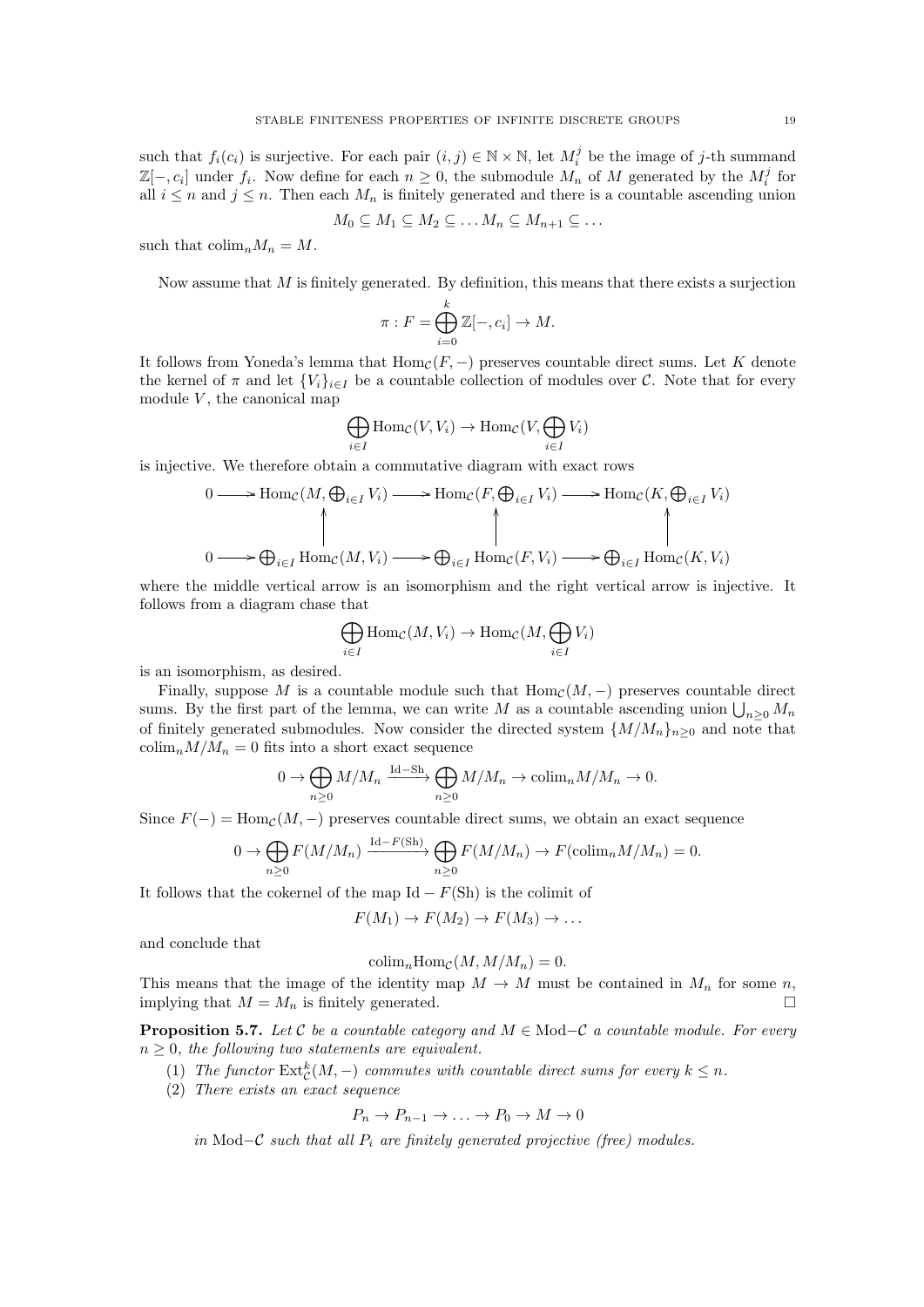such that $f_i(c_i)$ is surjective. For each pair $(i,j) \in \mathbb{N} \times \mathbb{N}$, let $M_i^j$ be the image of $j$-th summand $\mathbb{Z}[-, c_i]$ under $f_i$. Now define for each $n \geq 0$, the submodule $M_n$ of $M$ generated by the $M_i^j$ for all $i \leq n$ and $j \leq n$. Then each $M_n$ is finitely generated and there is a countable ascending union

$$M_0 \subseteq M_1 \subseteq M_2 \subseteq \dots M_n \subseteq M_{n+1} \subseteq \dots$$

such that $\operatorname{colim}_n M_n = M$.

Now assume that $M$ is finitely generated. By definition, this means that there exists a surjection

$$\pi : F = \bigoplus_{i=0}^{k} \mathbb{Z}[-, c_i] \to M.$$

It follows from Yoneda's lemma that $\operatorname{Hom}_{\mathcal{C}}(F, -)$ preserves countable direct sums. Let $K$ denote the kernel of $\pi$ and let $\{V_i\}_{i \in I}$ be a countable collection of modules over $\mathcal{C}$. Note that for every module $V$, the canonical map

$$\bigoplus_{i \in I} \operatorname{Hom}_{\mathcal{C}}(V, V_i) \to \operatorname{Hom}_{\mathcal{C}}(V, \bigoplus_{i \in I} V_i)$$

is injective. We therefore obtain a commutative diagram with exact rows

$$\begin{array}{ccccccc}
0 \longrightarrow & \operatorname{Hom}_{\mathcal{C}}(M, \bigoplus_{i \in I} V_i) & \longrightarrow & \operatorname{Hom}_{\mathcal{C}}(F, \bigoplus_{i \in I} V_i) & \longrightarrow & \operatorname{Hom}_{\mathcal{C}}(K, \bigoplus_{i \in I} V_i) \\
& \uparrow & & \uparrow & & \uparrow \\
0 \longrightarrow & \bigoplus_{i \in I} \operatorname{Hom}_{\mathcal{C}}(M, V_i) & \longrightarrow & \bigoplus_{i \in I} \operatorname{Hom}_{\mathcal{C}}(F, V_i) & \longrightarrow & \bigoplus_{i \in I} \operatorname{Hom}_{\mathcal{C}}(K, V_i)
\end{array}$$

where the middle vertical arrow is an isomorphism and the right vertical arrow is injective. It follows from a diagram chase that

$$\bigoplus_{i \in I} \operatorname{Hom}_{\mathcal{C}}(M, V_i) \to \operatorname{Hom}_{\mathcal{C}}(M, \bigoplus_{i \in I} V_i)$$

is an isomorphism, as desired.

Finally, suppose $M$ is a countable module such that $\operatorname{Hom}_{\mathcal{C}}(M, -)$ preserves countable direct sums. By the first part of the lemma, we can write $M$ as a countable ascending union $\bigcup_{n \geq 0} M_n$ of finitely generated submodules. Now consider the directed system $\{M/M_n\}_{n \geq 0}$ and note that $\operatorname{colim}_n M/M_n = 0$ fits into a short exact sequence

$$0 \to \bigoplus_{n \geq 0} M/M_n \xrightarrow{\operatorname{Id}-\operatorname{Sh}} \bigoplus_{n \geq 0} M/M_n \to \operatorname{colim}_n M/M_n \to 0.$$

Since $F(-) = \operatorname{Hom}_{\mathcal{C}}(M, -)$ preserves countable direct sums, we obtain an exact sequence

$$0 \to \bigoplus_{n \geq 0} F(M/M_n) \xrightarrow{\operatorname{Id}-F(\operatorname{Sh})} \bigoplus_{n \geq 0} F(M/M_n) \to F(\operatorname{colim}_n M/M_n) = 0.$$

It follows that the cokernel of the map $\operatorname{Id} - F(\operatorname{Sh})$ is the colimit of

$$F(M_1) \to F(M_2) \to F(M_3) \to \dots$$

and conclude that

$$\operatorname{colim}_n \operatorname{Hom}_{\mathcal{C}}(M, M/M_n) = 0.$$

This means that the image of the identity map $M \to M$ must be contained in $M_n$ for some $n$, implying that $M = M_n$ is finitely generated. $\square$

**Proposition 5.7.** *Let $\mathcal{C}$ be a countable category and $M \in \operatorname{Mod-}\mathcal{C}$ a countable module. For every $n \geq 0$, the following two statements are equivalent.*

1. *The functor $\operatorname{Ext}^k_{\mathcal{C}}(M, -)$ commutes with countable direct sums for every $k \leq n$.*
2. *There exists an exact sequence*

$$P_n \to P_{n-1} \to \dots \to P_0 \to M \to 0$$

*in $\operatorname{Mod-}\mathcal{C}$ such that all $P_i$ are finitely generated projective (free) modules.*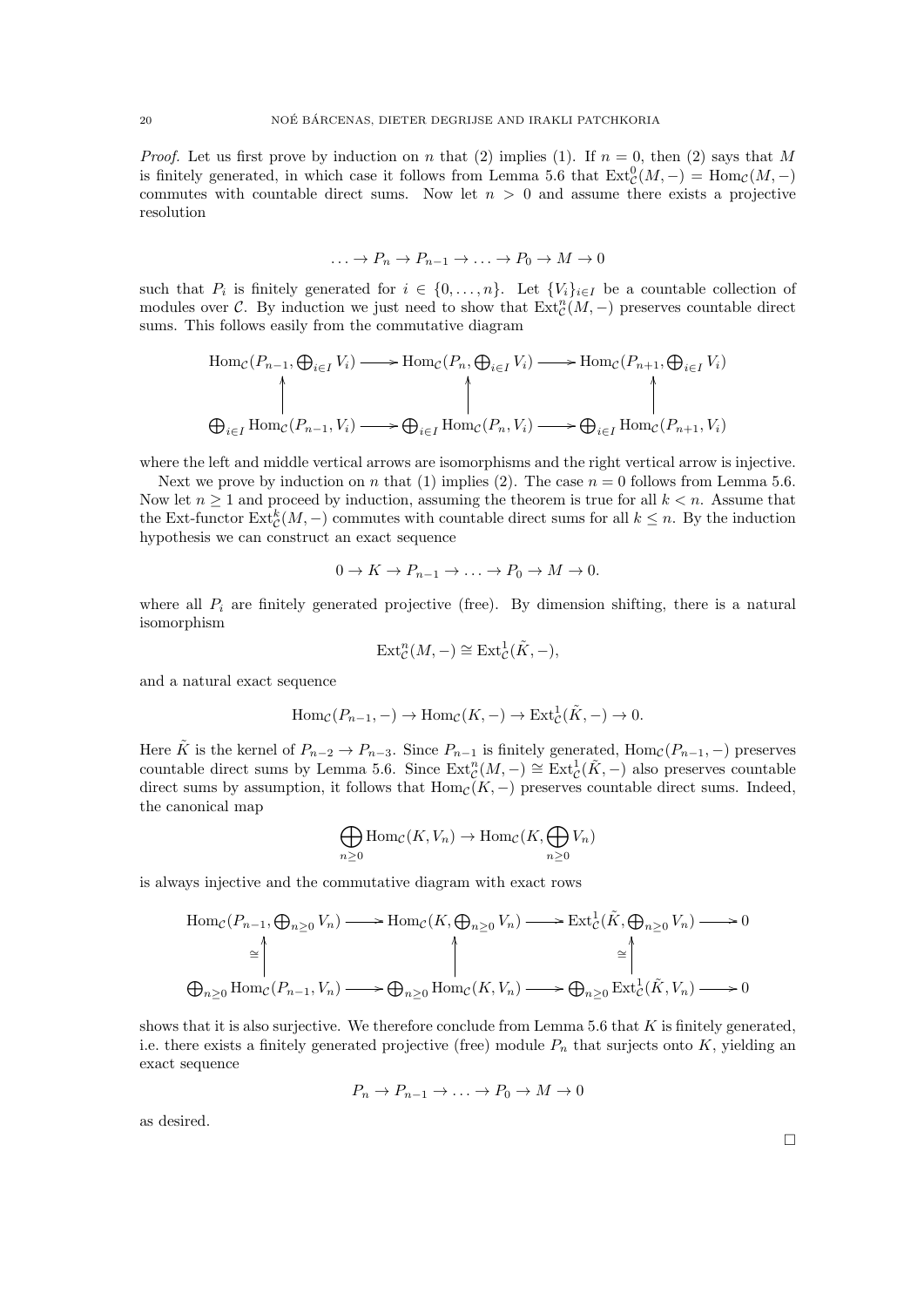*Proof.* Let us first prove by induction on $n$ that (2) implies (1). If $n = 0$, then (2) says that $M$ is finitely generated, in which case it follows from Lemma 5.6 that $\mathrm{Ext}^0_{\mathcal{C}}(M, -) = \mathrm{Hom}_{\mathcal{C}}(M, -)$ commutes with countable direct sums. Now let $n > 0$ and assume there exists a projective resolution

$$\ldots \to P_n \to P_{n-1} \to \ldots \to P_0 \to M \to 0$$

such that $P_i$ is finitely generated for $i \in \{0, \ldots, n\}$. Let $\{V_i\}_{i \in I}$ be a countable collection of modules over $\mathcal{C}$. By induction we just need to show that $\mathrm{Ext}^n_{\mathcal{C}}(M, -)$ preserves countable direct sums. This follows easily from the commutative diagram

$$\begin{array}{ccccc}
\mathrm{Hom}_{\mathcal{C}}(P_{n-1}, \bigoplus_{i \in I} V_i) & \longrightarrow & \mathrm{Hom}_{\mathcal{C}}(P_n, \bigoplus_{i \in I} V_i) & \longrightarrow & \mathrm{Hom}_{\mathcal{C}}(P_{n+1}, \bigoplus_{i \in I} V_i) \\
\uparrow & & \uparrow & & \uparrow \\
\bigoplus_{i \in I} \mathrm{Hom}_{\mathcal{C}}(P_{n-1}, V_i) & \longrightarrow & \bigoplus_{i \in I} \mathrm{Hom}_{\mathcal{C}}(P_n, V_i) & \longrightarrow & \bigoplus_{i \in I} \mathrm{Hom}_{\mathcal{C}}(P_{n+1}, V_i)
\end{array}$$

where the left and middle vertical arrows are isomorphisms and the right vertical arrow is injective.

Next we prove by induction on $n$ that (1) implies (2). The case $n = 0$ follows from Lemma 5.6. Now let $n \geq 1$ and proceed by induction, assuming the theorem is true for all $k < n$. Assume that the Ext-functor $\mathrm{Ext}^k_{\mathcal{C}}(M, -)$ commutes with countable direct sums for all $k \leq n$. By the induction hypothesis we can construct an exact sequence

$$0 \to K \to P_{n-1} \to \ldots \to P_0 \to M \to 0.$$

where all $P_i$ are finitely generated projective (free). By dimension shifting, there is a natural isomorphism

$$\mathrm{Ext}^n_{\mathcal{C}}(M, -) \cong \mathrm{Ext}^1_{\mathcal{C}}(\tilde{K}, -),$$

and a natural exact sequence

$$\mathrm{Hom}_{\mathcal{C}}(P_{n-1}, -) \to \mathrm{Hom}_{\mathcal{C}}(K, -) \to \mathrm{Ext}^1_{\mathcal{C}}(\tilde{K}, -) \to 0.$$

Here $\tilde{K}$ is the kernel of $P_{n-2} \to P_{n-3}$. Since $P_{n-1}$ is finitely generated, $\mathrm{Hom}_{\mathcal{C}}(P_{n-1}, -)$ preserves countable direct sums by Lemma 5.6. Since $\mathrm{Ext}^n_{\mathcal{C}}(M, -) \cong \mathrm{Ext}^1_{\mathcal{C}}(\tilde{K}, -)$ also preserves countable direct sums by assumption, it follows that $\mathrm{Hom}_{\mathcal{C}}(K, -)$ preserves countable direct sums. Indeed, the canonical map

$$\bigoplus_{n \geq 0} \mathrm{Hom}_{\mathcal{C}}(K, V_n) \to \mathrm{Hom}_{\mathcal{C}}(K, \bigoplus_{n \geq 0} V_n)$$

is always injective and the commutative diagram with exact rows

$$\begin{array}{ccccccc}
\mathrm{Hom}_{\mathcal{C}}(P_{n-1}, \bigoplus_{n \geq 0} V_n) & \longrightarrow & \mathrm{Hom}_{\mathcal{C}}(K, \bigoplus_{n \geq 0} V_n) & \longrightarrow & \mathrm{Ext}^1_{\mathcal{C}}(\tilde{K}, \bigoplus_{n \geq 0} V_n) & \longrightarrow & 0 \\
\cong \uparrow & & \uparrow & & \cong \uparrow & & \\
\bigoplus_{n \geq 0} \mathrm{Hom}_{\mathcal{C}}(P_{n-1}, V_n) & \longrightarrow & \bigoplus_{n \geq 0} \mathrm{Hom}_{\mathcal{C}}(K, V_n) & \longrightarrow & \bigoplus_{n \geq 0} \mathrm{Ext}^1_{\mathcal{C}}(\tilde{K}, V_n) & \longrightarrow & 0
\end{array}$$

shows that it is also surjective. We therefore conclude from Lemma 5.6 that $K$ is finitely generated, i.e. there exists a finitely generated projective (free) module $P_n$ that surjects onto $K$, yielding an exact sequence

$$P_n \to P_{n-1} \to \ldots \to P_0 \to M \to 0$$

as desired.

□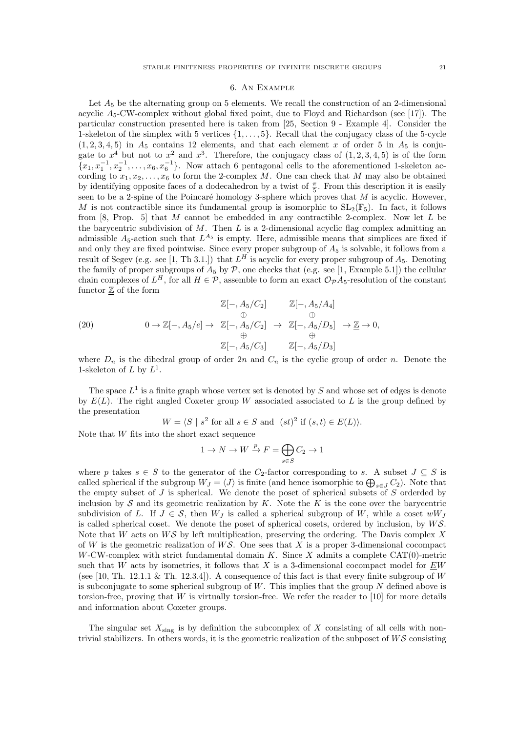## 6. An Example

Let $A_5$ be the alternating group on 5 elements. We recall the construction of an 2-dimensional acyclic $A_5$-CW-complex without global fixed point, due to Floyd and Richardson (see [17]). The particular construction presented here is taken from [25, Section 9 - Example 4]. Consider the 1-skeleton of the simplex with 5 vertices $\{1,\ldots,5\}$. Recall that the conjugacy class of the 5-cycle $(1,2,3,4,5)$ in $A_5$ contains 12 elements, and that each element $x$ of order 5 in $A_5$ is conjugate to $x^4$ but not to $x^2$ and $x^3$. Therefore, the conjugacy class of $(1,2,3,4,5)$ is of the form $\{x_1, x_1^{-1}, x_2^{-1}, \ldots, x_6, x_6^{-1}\}$. Now attach 6 pentagonal cells to the aforementioned 1-skeleton according to $x_1, x_2, \ldots, x_6$ to form the 2-complex $M$. One can check that $M$ may also be obtained by identifying opposite faces of a dodecahedron by a twist of $\frac{\pi}{5}$. From this description it is easily seen to be a 2-spine of the Poincaré homology 3-sphere which proves that $M$ is acyclic. However, $M$ is not contractible since its fundamental group is isomorphic to $\mathrm{SL}_2(\mathbb{F}_5)$. In fact, it follows from [8, Prop. 5] that $M$ cannot be embedded in any contractible 2-complex. Now let $L$ be the barycentric subdivision of $M$. Then $L$ is a 2-dimensional acyclic flag complex admitting an admissible $A_5$-action such that $L^{A_5}$ is empty. Here, admissible means that simplices are fixed if and only they are fixed pointwise. Since every proper subgroup of $A_5$ is solvable, it follows from a result of Segev (e.g. see [1, Th 3.1.]) that $L^H$ is acyclic for every proper subgroup of $A_5$. Denoting the family of proper subgroups of $A_5$ by $\mathcal{P}$, one checks that (e.g. see [1, Example 5.1]) the cellular chain complexes of $L^H$, for all $H \in \mathcal{P}$, assemble to form an exact $\mathcal{O}_{\mathcal{P}}A_5$-resolution of the constant functor $\underline{\mathbb{Z}}$ of the form

$$
0 \to \mathbb{Z}[-,A_5/e] \to \begin{array}{c} \mathbb{Z}[-,A_5/C_2] \\ \oplus \\ \mathbb{Z}[-,A_5/C_2] \\ \oplus \\ \mathbb{Z}[-,A_5/C_3] \end{array} \to \begin{array}{c} \mathbb{Z}[-,A_5/A_4] \\ \oplus \\ \mathbb{Z}[-,A_5/D_5] \\ \oplus \\ \mathbb{Z}[-,A_5/D_3] \end{array} \to \underline{\mathbb{Z}} \to 0, \tag{20}
$$

where $D_n$ is the dihedral group of order $2n$ and $C_n$ is the cyclic group of order $n$. Denote the 1-skeleton of $L$ by $L^1$.

The space $L^1$ is a finite graph whose vertex set is denoted by $S$ and whose set of edges is denote by $E(L)$. The right angled Coxeter group $W$ associated associated to $L$ is the group defined by the presentation

$$
W = \langle S \mid s^2 \text{ for all } s \in S \text{ and } (st)^2 \text{ if } (s,t) \in E(L) \rangle.
$$

Note that $W$ fits into the short exact sequence

$$
1 \to N \to W \xrightarrow{p} F = \bigoplus_{s \in S} C_2 \to 1
$$

where $p$ takes $s \in S$ to the generator of the $C_2$-factor corresponding to $s$. A subset $J \subseteq S$ is called spherical if the subgroup $W_J = \langle J \rangle$ is finite (and hence isomorphic to $\bigoplus_{s \in J} C_2$). Note that the empty subset of $J$ is spherical. We denote the poset of spherical subsets of $S$ orderded by inclusion by $\mathcal{S}$ and its geometric realization by $K$. Note the $K$ is the cone over the barycentric subdivision of $L$. If $J \in \mathcal{S}$, then $W_J$ is called a spherical subgroup of $W$, while a coset $wW_J$ is called spherical coset. We denote the poset of spherical cosets, ordered by inclusion, by $W\mathcal{S}$. Note that $W$ acts on $W\mathcal{S}$ by left multiplication, preserving the ordering. The Davis complex $X$ of $W$ is the geometric realization of $W\mathcal{S}$. One sees that $X$ is a proper 3-dimensional cocompact $W$-CW-complex with strict fundamental domain $K$. Since $X$ admits a complete CAT(0)-metric such that $W$ acts by isometries, it follows that $X$ is a 3-dimensional cocompact model for $\underline{E}W$ (see [10, Th. 12.1.1 & Th. 12.3.4]). A consequence of this fact is that every finite subgroup of $W$ is subconjugate to some spherical subgroup of $W$. This implies that the group $N$ defined above is torsion-free, proving that $W$ is virtually torsion-free. We refer the reader to [10] for more details and information about Coxeter groups.

The singular set $X_{\text{sing}}$ is by definition the subcomplex of $X$ consisting of all cells with non-trivial stabilizers. In others words, it is the geometric realization of the subposet of $W\mathcal{S}$ consisting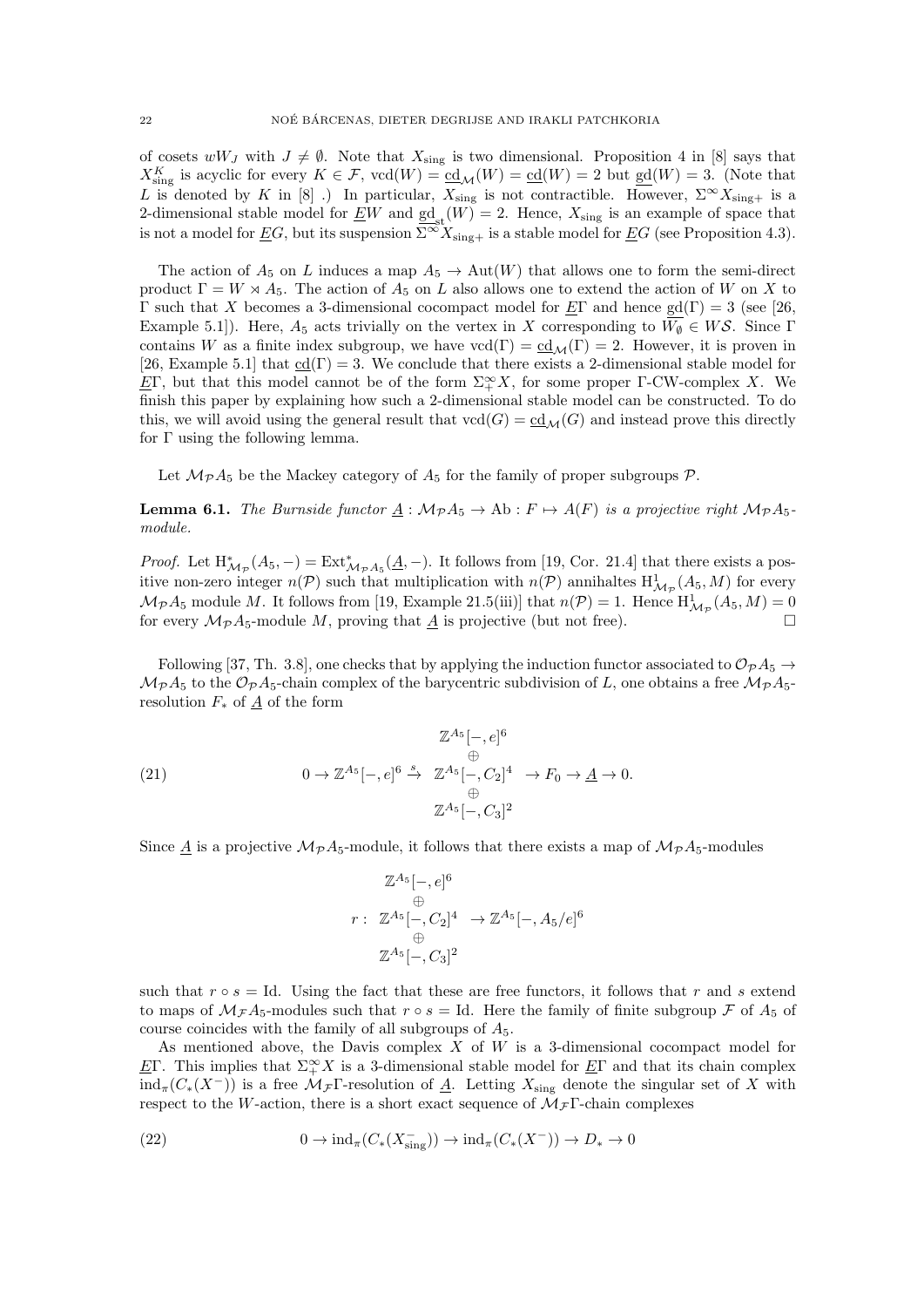of cosets $wW_J$ with $J \neq \emptyset$. Note that $X_{\text{sing}}$ is two dimensional. Proposition 4 in [8] says that $X^K_{\text{sing}}$ is acyclic for every $K \in \mathcal{F}$, $\text{vcd}(W) = \underline{\text{cd}}_{\mathcal{M}}(W) = \underline{\text{cd}}(W) = 2$ but $\underline{\text{gd}}(W) = 3$. (Note that $L$ is denoted by $K$ in [8] .) In particular, $X_{\text{sing}}$ is not contractible. However, $\Sigma^\infty X_{\text{sing}+}$ is a 2-dimensional stable model for $\underline{E}W$ and $\underline{\text{gd}}_{\text{st}}(W) = 2$. Hence, $X_{\text{sing}}$ is an example of space that is not a model for $\underline{E}G$, but its suspension $\Sigma^\infty X_{\text{sing}+}$ is a stable model for $\underline{E}G$ (see Proposition 4.3).

The action of $A_5$ on $L$ induces a map $A_5 \to \text{Aut}(W)$ that allows one to form the semi-direct product $\Gamma = W \rtimes A_5$. The action of $A_5$ on $L$ also allows one to extend the action of $W$ on $X$ to $\Gamma$ such that $X$ becomes a 3-dimensional cocompact model for $\underline{E}\Gamma$ and hence $\underline{\text{gd}}(\Gamma) = 3$ (see [26, Example 5.1]). Here, $A_5$ acts trivially on the vertex in $X$ corresponding to $W_\emptyset \in W\mathcal{S}$. Since $\Gamma$ contains $W$ as a finite index subgroup, we have $\text{vcd}(\Gamma) = \underline{\text{cd}}_{\mathcal{M}}(\Gamma) = 2$. However, it is proven in [26, Example 5.1] that $\underline{\text{cd}}(\Gamma) = 3$. We conclude that there exists a 2-dimensional stable model for $\underline{E}\Gamma$, but that this model cannot be of the form $\Sigma^\infty_+ X$, for some proper $\Gamma$-CW-complex $X$. We finish this paper by explaining how such a 2-dimensional stable model can be constructed. To do this, we will avoid using the general result that $\text{vcd}(G) = \underline{\text{cd}}_{\mathcal{M}}(G)$ and instead prove this directly for $\Gamma$ using the following lemma.

Let $\mathcal{M}_{\mathcal{P}}A_5$ be the Mackey category of $A_5$ for the family of proper subgroups $\mathcal{P}$.

**Lemma 6.1.** *The Burnside functor $\underline{A} : \mathcal{M}_{\mathcal{P}}A_5 \to \text{Ab} : F \mapsto A(F)$ is a projective right $\mathcal{M}_{\mathcal{P}}A_5$-module.*

*Proof.* Let $\text{H}^*_{\mathcal{M}_{\mathcal{P}}}(A_5, -) = \text{Ext}^*_{\mathcal{M}_{\mathcal{P}}A_5}(\underline{A}, -)$. It follows from [19, Cor. 21.4] that there exists a positive non-zero integer $n(\mathcal{P})$ such that multiplication with $n(\mathcal{P})$ annihaltes $\text{H}^1_{\mathcal{M}_{\mathcal{P}}}(A_5, M)$ for every $\mathcal{M}_{\mathcal{P}}A_5$ module $M$. It follows from [19, Example 21.5(iii)] that $n(\mathcal{P}) = 1$. Hence $\text{H}^1_{\mathcal{M}_{\mathcal{P}}}(A_5, M) = 0$ for every $\mathcal{M}_{\mathcal{P}}A_5$-module $M$, proving that $\underline{A}$ is projective (but not free). $\square$

Following [37, Th. 3.8], one checks that by applying the induction functor associated to $\mathcal{O}_{\mathcal{P}}A_5 \to \mathcal{M}_{\mathcal{P}}A_5$ to the $\mathcal{O}_{\mathcal{P}}A_5$-chain complex of the barycentric subdivision of $L$, one obtains a free $\mathcal{M}_{\mathcal{P}}A_5$-resolution $F_*$ of $\underline{A}$ of the form

$$0 \to \mathbb{Z}^{A_5}[-, e]^6 \xrightarrow{s} \begin{array}{c} \mathbb{Z}^{A_5}[-, e]^6 \\ \oplus \\ \mathbb{Z}^{A_5}[-, C_2]^4 \\ \oplus \\ \mathbb{Z}^{A_5}[-, C_3]^2 \end{array} \to F_0 \to \underline{A} \to 0. \tag{21}$$

Since $\underline{A}$ is a projective $\mathcal{M}_{\mathcal{P}}A_5$-module, it follows that there exists a map of $\mathcal{M}_{\mathcal{P}}A_5$-modules

$$r : \begin{array}{c} \mathbb{Z}^{A_5}[-, e]^6 \\ \oplus \\ \mathbb{Z}^{A_5}[-, C_2]^4 \\ \oplus \\ \mathbb{Z}^{A_5}[-, C_3]^2 \end{array} \to \mathbb{Z}^{A_5}[-, A_5/e]^6$$

such that $r \circ s = \text{Id}$. Using the fact that these are free functors, it follows that $r$ and $s$ extend to maps of $\mathcal{M}_{\mathcal{F}}A_5$-modules such that $r \circ s = \text{Id}$. Here the family of finite subgroup $\mathcal{F}$ of $A_5$ of course coincides with the family of all subgroups of $A_5$.

As mentioned above, the Davis complex $X$ of $W$ is a 3-dimensional cocompact model for $\underline{E}\Gamma$. This implies that $\Sigma^\infty_+ X$ is a 3-dimensional stable model for $\underline{E}\Gamma$ and that its chain complex $\text{ind}_\pi(C_*(X^-))$ is a free $\mathcal{M}_{\mathcal{F}}\Gamma$-resolution of $\underline{A}$. Letting $X_{\text{sing}}$ denote the singular set of $X$ with respect to the $W$-action, there is a short exact sequence of $\mathcal{M}_{\mathcal{F}}\Gamma$-chain complexes

$$0 \to \text{ind}_\pi(C_*(X^-_{\text{sing}})) \to \text{ind}_\pi(C_*(X^-)) \to D_* \to 0 \tag{22}$$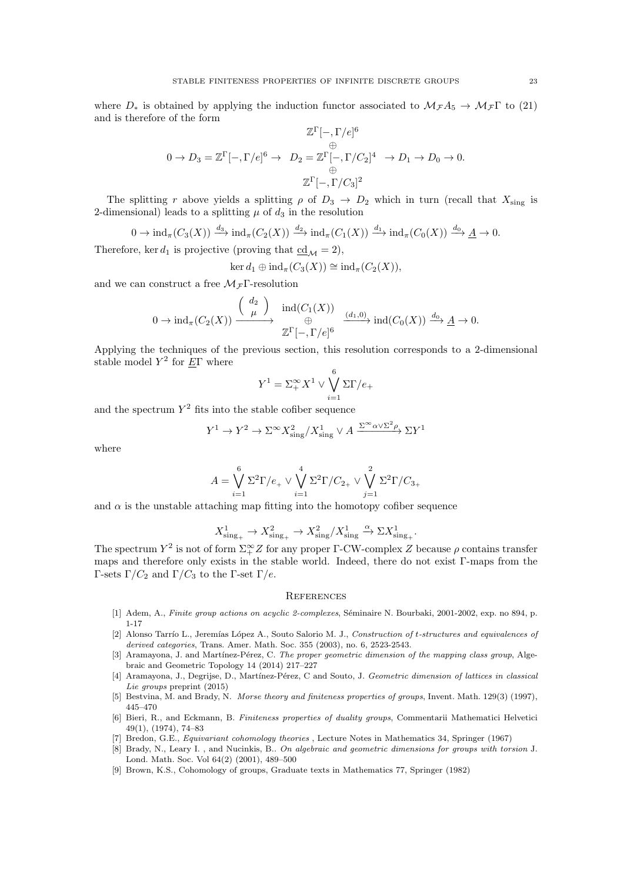where $D_*$ is obtained by applying the induction functor associated to $\mathcal{M}_{\mathcal{F}}A_5 \to \mathcal{M}_{\mathcal{F}}\Gamma$ to (21) and is therefore of the form

$$0 \to D_3 = \mathbb{Z}^\Gamma[-,\Gamma/e]^6 \to \quad D_2 = \begin{array}{c} \mathbb{Z}^\Gamma[-,\Gamma/e]^6 \\ \oplus \\ \mathbb{Z}^\Gamma[-,\Gamma/C_2]^4 \\ \oplus \\ \mathbb{Z}^\Gamma[-,\Gamma/C_3]^2 \end{array} \to D_1 \to D_0 \to 0.$$

The splitting $r$ above yields a splitting $\rho$ of $D_3 \to D_2$ which in turn (recall that $X_{\mathrm{sing}}$ is 2-dimensional) leads to a splitting $\mu$ of $d_3$ in the resolution

$$0 \to \mathrm{ind}_\pi(C_3(X)) \xrightarrow{d_3} \mathrm{ind}_\pi(C_2(X)) \xrightarrow{d_2} \mathrm{ind}_\pi(C_1(X)) \xrightarrow{d_1} \mathrm{ind}_\pi(C_0(X)) \xrightarrow{d_0} \underline{A} \to 0.$$

Therefore, $\ker d_1$ is projective (proving that $\underline{\mathrm{cd}}_{\mathcal{M}} = 2$),

$$\ker d_1 \oplus \mathrm{ind}_\pi(C_3(X)) \cong \mathrm{ind}_\pi(C_2(X)),$$

and we can construct a free $\mathcal{M}_{\mathcal{F}}\Gamma$-resolution

$$0 \to \mathrm{ind}_\pi(C_2(X)) \xrightarrow{\begin{pmatrix} d_2 \\ \mu \end{pmatrix}} \begin{array}{c} \mathrm{ind}(C_1(X)) \\ \oplus \\ \mathbb{Z}^\Gamma[-,\Gamma/e]^6 \end{array} \xrightarrow{(d_1,0)} \mathrm{ind}(C_0(X)) \xrightarrow{d_0} \underline{A} \to 0.$$

Applying the techniques of the previous section, this resolution corresponds to a 2-dimensional stable model $Y^2$ for $\underline{E}\Gamma$ where

$$Y^1 = \Sigma^\infty_+ X^1 \vee \bigvee_{i=1}^{6} \Sigma\Gamma/e_+$$

and the spectrum $Y^2$ fits into the stable cofiber sequence

$$Y^1 \to Y^2 \to \Sigma^\infty X^2_{\mathrm{sing}}/X^1_{\mathrm{sing}} \vee A \xrightarrow{\Sigma^\infty\alpha \vee \Sigma^2\rho} \Sigma Y^1$$

where

$$A = \bigvee_{i=1}^{6} \Sigma^2\Gamma/e_+ \vee \bigvee_{i=1}^{4} \Sigma^2\Gamma/C_{2_+} \vee \bigvee_{j=1}^{2} \Sigma^2\Gamma/C_{3_+}$$

and $\alpha$ is the unstable attaching map fitting into the homotopy cofiber sequence

$$X^1_{\mathrm{sing}_+} \to X^2_{\mathrm{sing}_+} \to X^2_{\mathrm{sing}}/X^1_{\mathrm{sing}} \xrightarrow{\alpha} \Sigma X^1_{\mathrm{sing}_+}.$$

The spectrum $Y^2$ is not of form $\Sigma^\infty_+ Z$ for any proper $\Gamma$-CW-complex $Z$ because $\rho$ contains transfer maps and therefore only exists in the stable world. Indeed, there do not exist $\Gamma$-maps from the $\Gamma$-sets $\Gamma/C_2$ and $\Gamma/C_3$ to the $\Gamma$-set $\Gamma/e$.

## References

[1] Adem, A., *Finite group actions on acyclic 2-complexes*, Séminaire N. Bourbaki, 2001-2002, exp. no 894, p. 1-17

[2] Alonso Tarrío L., Jeremías López A., Souto Salorio M. J., *Construction of t-structures and equivalences of derived categories*, Trans. Amer. Math. Soc. 355 (2003), no. 6, 2523-2543.

[3] Aramayona, J. and Martínez-Pérez, C. *The proper geometric dimension of the mapping class group*, Algebraic and Geometric Topology 14 (2014) 217–227

[4] Aramayona, J., Degrijse, D., Martínez-Pérez, C and Souto, J. *Geometric dimension of lattices in classical Lie groups* preprint (2015)

[5] Bestvina, M. and Brady, N. *Morse theory and finiteness properties of groups*, Invent. Math. 129(3) (1997), 445–470

[6] Bieri, R., and Eckmann, B. *Finiteness properties of duality groups*, Commentarii Mathematici Helvetici 49(1), (1974), 74–83

[7] Bredon, G.E., *Equivariant cohomology theories* , Lecture Notes in Mathematics 34, Springer (1967)

[8] Brady, N., Leary I. , and Nucinkis, B.. *On algebraic and geometric dimensions for groups with torsion* J. Lond. Math. Soc. Vol 64(2) (2001), 489–500

[9] Brown, K.S., Cohomology of groups, Graduate texts in Mathematics 77, Springer (1982)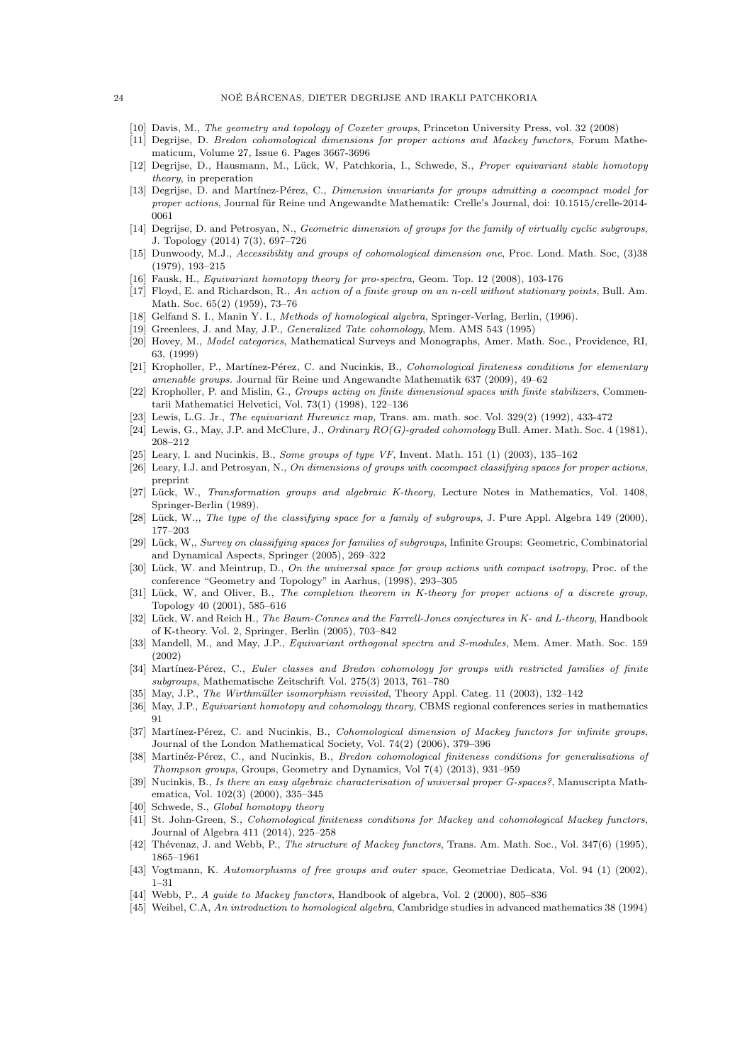[10] Davis, M., *The geometry and topology of Coxeter groups*, Princeton University Press, vol. 32 (2008)

[11] Degrijse, D. *Bredon cohomological dimensions for proper actions and Mackey functors*, Forum Mathematicum, Volume 27, Issue 6. Pages 3667-3696

[12] Degrijse, D., Hausmann, M., Lück, W, Patchkoria, I., Schwede, S., *Proper equivariant stable homotopy theory*, in preperation

[13] Degrijse, D. and Martínez-Pérez, C., *Dimension invariants for groups admitting a cocompact model for proper actions*, Journal für Reine und Angewandte Mathematik: Crelle's Journal, doi: 10.1515/crelle-2014-0061

[14] Degrijse, D. and Petrosyan, N., *Geometric dimension of groups for the family of virtually cyclic subgroups*, J. Topology (2014) 7(3), 697–726

[15] Dunwoody, M.J., *Accessibility and groups of cohomological dimension one*, Proc. Lond. Math. Soc, (3)38 (1979), 193–215

[16] Fausk, H., *Equivariant homotopy theory for pro-spectra,* Geom. Top. 12 (2008), 103-176

[17] Floyd, E. and Richardson, R., *An action of a finite group on an n-cell without stationary points*, Bull. Am. Math. Soc. 65(2) (1959), 73–76

[18] Gelfand S. I., Manin Y. I., *Methods of homological algebra*, Springer-Verlag, Berlin, (1996).

[19] Greenlees, J. and May, J.P., *Generalized Tate cohomology*, Mem. AMS 543 (1995)

[20] Hovey, M., *Model categories*, Mathematical Surveys and Monographs, Amer. Math. Soc., Providence, RI, 63, (1999)

[21] Kropholler, P., Martínez-Pérez, C. and Nucinkis, B., *Cohomological finiteness conditions for elementary amenable groups.* Journal für Reine und Angewandte Mathematik 637 (2009), 49–62

[22] Kropholler, P. and Mislin, G., *Groups acting on finite dimensional spaces with finite stabilizers*, Commentarii Mathematici Helvetici, Vol. 73(1) (1998), 122–136

[23] Lewis, L.G. Jr., *The equivariant Hurewicz map,* Trans. am. math. soc. Vol. 329(2) (1992), 433-472

[24] Lewis, G., May, J.P. and McClure, J., *Ordinary RO(G)-graded cohomology* Bull. Amer. Math. Soc. 4 (1981), 208–212

[25] Leary, I. and Nucinkis, B., *Some groups of type VF*, Invent. Math. 151 (1) (2003), 135–162

[26] Leary, I.J. and Petrosyan, N., *On dimensions of groups with cocompact classifying spaces for proper actions*, preprint

[27] Lück, W., *Transformation groups and algebraic K-theory*, Lecture Notes in Mathematics, Vol. 1408, Springer-Berlin (1989).

[28] Lück, W.,, *The type of the classifying space for a family of subgroups*, J. Pure Appl. Algebra 149 (2000), 177–203

[29] Lück, W,, *Survey on classifying spaces for families of subgroups*, Infinite Groups: Geometric, Combinatorial and Dynamical Aspects, Springer (2005), 269–322

[30] Lück, W. and Meintrup, D., *On the universal space for group actions with compact isotropy*, Proc. of the conference "Geometry and Topology" in Aarhus, (1998), 293–305

[31] Lück, W, and Oliver, B., *The completion theorem in K-theory for proper actions of a discrete group*, Topology 40 (2001), 585–616

[32] Lück, W. and Reich H., *The Baum-Connes and the Farrell-Jones conjectures in K- and L-theory*, Handbook of K-theory. Vol. 2, Springer, Berlin (2005), 703–842

[33] Mandell, M., and May, J.P., *Equivariant orthogonal spectra and S-modules,* Mem. Amer. Math. Soc. 159 (2002)

[34] Martínez-Pérez, C., *Euler classes and Bredon cohomology for groups with restricted families of finite subgroups*, Mathematische Zeitschrift Vol. 275(3) 2013, 761–780

[35] May, J.P., *The Wirthmüller isomorphism revisited*, Theory Appl. Categ. 11 (2003), 132–142

[36] May, J.P., *Equivariant homotopy and cohomology theory*, CBMS regional conferences series in mathematics 91

[37] Martínez-Pérez, C. and Nucinkis, B., *Cohomological dimension of Mackey functors for infinite groups*, Journal of the London Mathematical Society, Vol. 74(2) (2006), 379–396

[38] Martinéz-Pérez, C., and Nucinkis, B., *Bredon cohomological finiteness conditions for generalisations of Thompson groups*, Groups, Geometry and Dynamics, Vol 7(4) (2013), 931–959

[39] Nucinkis, B., *Is there an easy algebraic characterisation of universal proper G-spaces?*, Manuscripta Mathematica, Vol. 102(3) (2000), 335–345

[40] Schwede, S., *Global homotopy theory*

[41] St. John-Green, S., *Cohomological finiteness conditions for Mackey and cohomological Mackey functors*, Journal of Algebra 411 (2014), 225–258

[42] Thévenaz, J. and Webb, P., *The structure of Mackey functors*, Trans. Am. Math. Soc., Vol. 347(6) (1995), 1865–1961

[43] Vogtmann, K. *Automorphisms of free groups and outer space*, Geometriae Dedicata, Vol. 94 (1) (2002), 1–31

[44] Webb, P., *A guide to Mackey functors*, Handbook of algebra, Vol. 2 (2000), 805–836

[45] Weibel, C.A, *An introduction to homological algebra*, Cambridge studies in advanced mathematics 38 (1994)